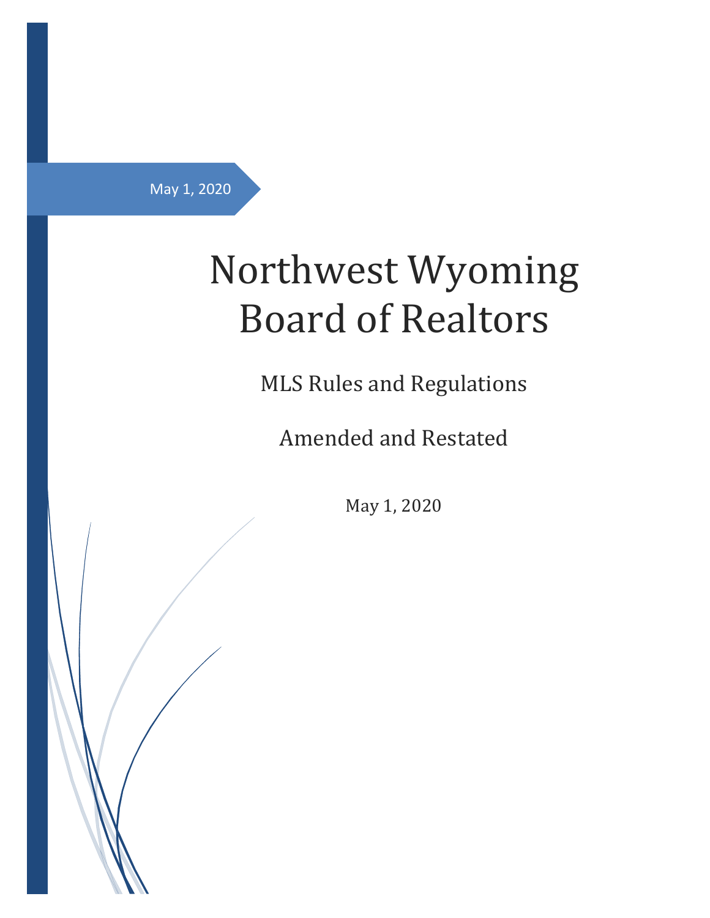May 1, 2020

# Northwest Wyoming Board of Realtors

MLS Rules and Regulations

Amended and Restated

May 1, 2020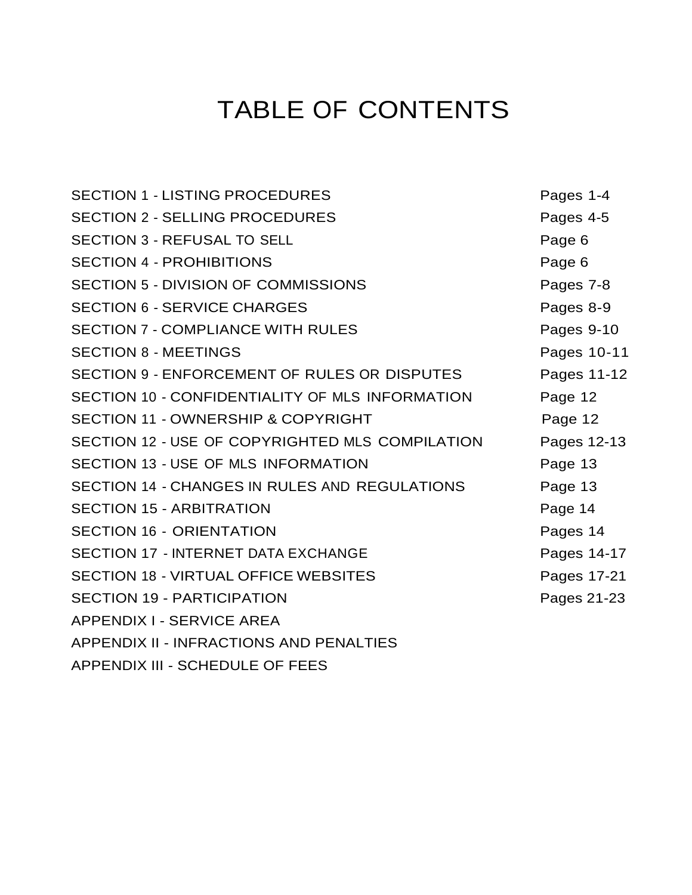# TABLE OF CONTENTS

| | |
|---|---|
| SECTION 1 - LISTING PROCEDURES | Pages 1-4 |
| SECTION 2 - SELLING PROCEDURES | Pages 4-5 |
| SECTION 3 - REFUSAL TO SELL | Page 6 |
| SECTION 4 - PROHIBITIONS | Page 6 |
| SECTION 5 - DIVISION OF COMMISSIONS | Pages 7-8 |
| SECTION 6 - SERVICE CHARGES | Pages 8-9 |
| SECTION 7 - COMPLIANCE WITH RULES | Pages 9-10 |
| SECTION 8 - MEETINGS | Pages 10-11 |
| SECTION 9 - ENFORCEMENT OF RULES OR DISPUTES | Pages 11-12 |
| SECTION 10 - CONFIDENTIALITY OF MLS INFORMATION | Page 12 |
| SECTION 11 - OWNERSHIP & COPYRIGHT | Page 12 |
| SECTION 12 - USE OF COPYRIGHTED MLS COMPILATION | Pages 12-13 |
| SECTION 13 - USE OF MLS INFORMATION | Page 13 |
| SECTION 14 - CHANGES IN RULES AND REGULATIONS | Page 13 |
| SECTION 15 - ARBITRATION | Page 14 |
| SECTION 16 - ORIENTATION | Pages 14 |
| SECTION 17 - INTERNET DATA EXCHANGE | Pages 14-17 |
| SECTION 18 - VIRTUAL OFFICE WEBSITES | Pages 17-21 |
| SECTION 19 - PARTICIPATION | Pages 21-23 |
| APPENDIX I - SERVICE AREA | |
| APPENDIX II - INFRACTIONS AND PENALTIES | |
| APPENDIX III - SCHEDULE OF FEES | |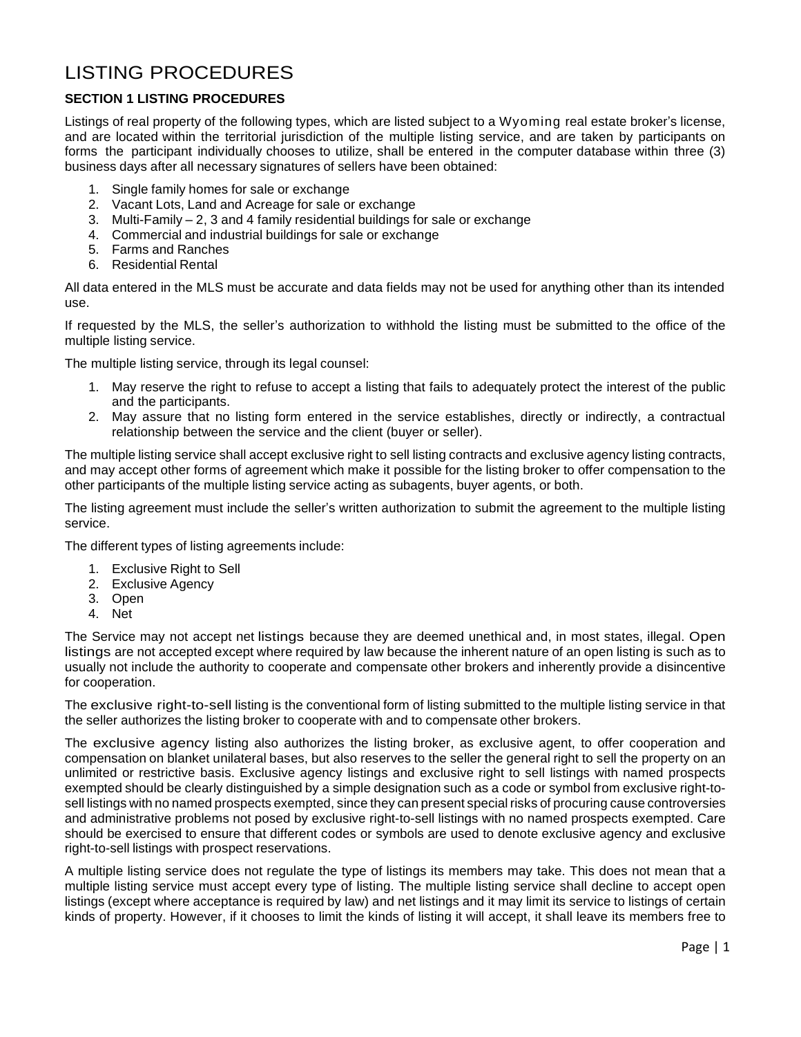# LISTING PROCEDURES

**SECTION 1 LISTING PROCEDURES**

Listings of real property of the following types, which are listed subject to a Wyoming real estate broker's license, and are located within the territorial jurisdiction of the multiple listing service, and are taken by participants on forms the participant individually chooses to utilize, shall be entered in the computer database within three (3) business days after all necessary signatures of sellers have been obtained:

1. Single family homes for sale or exchange
2. Vacant Lots, Land and Acreage for sale or exchange
3. Multi-Family – 2, 3 and 4 family residential buildings for sale or exchange
4. Commercial and industrial buildings for sale or exchange
5. Farms and Ranches
6. Residential Rental

All data entered in the MLS must be accurate and data fields may not be used for anything other than its intended use.

If requested by the MLS, the seller's authorization to withhold the listing must be submitted to the office of the multiple listing service.

The multiple listing service, through its legal counsel:

1. May reserve the right to refuse to accept a listing that fails to adequately protect the interest of the public and the participants.
2. May assure that no listing form entered in the service establishes, directly or indirectly, a contractual relationship between the service and the client (buyer or seller).

The multiple listing service shall accept exclusive right to sell listing contracts and exclusive agency listing contracts, and may accept other forms of agreement which make it possible for the listing broker to offer compensation to the other participants of the multiple listing service acting as subagents, buyer agents, or both.

The listing agreement must include the seller's written authorization to submit the agreement to the multiple listing service.

The different types of listing agreements include:

1. Exclusive Right to Sell
2. Exclusive Agency
3. Open
4. Net

The Service may not accept net listings because they are deemed unethical and, in most states, illegal. Open listings are not accepted except where required by law because the inherent nature of an open listing is such as to usually not include the authority to cooperate and compensate other brokers and inherently provide a disincentive for cooperation.

The exclusive right-to-sell listing is the conventional form of listing submitted to the multiple listing service in that the seller authorizes the listing broker to cooperate with and to compensate other brokers.

The exclusive agency listing also authorizes the listing broker, as exclusive agent, to offer cooperation and compensation on blanket unilateral bases, but also reserves to the seller the general right to sell the property on an unlimited or restrictive basis. Exclusive agency listings and exclusive right to sell listings with named prospects exempted should be clearly distinguished by a simple designation such as a code or symbol from exclusive right-to-sell listings with no named prospects exempted, since they can present special risks of procuring cause controversies and administrative problems not posed by exclusive right-to-sell listings with no named prospects exempted. Care should be exercised to ensure that different codes or symbols are used to denote exclusive agency and exclusive right-to-sell listings with prospect reservations.

A multiple listing service does not regulate the type of listings its members may take. This does not mean that a multiple listing service must accept every type of listing. The multiple listing service shall decline to accept open listings (except where acceptance is required by law) and net listings and it may limit its service to listings of certain kinds of property. However, if it chooses to limit the kinds of listing it will accept, it shall leave its members free to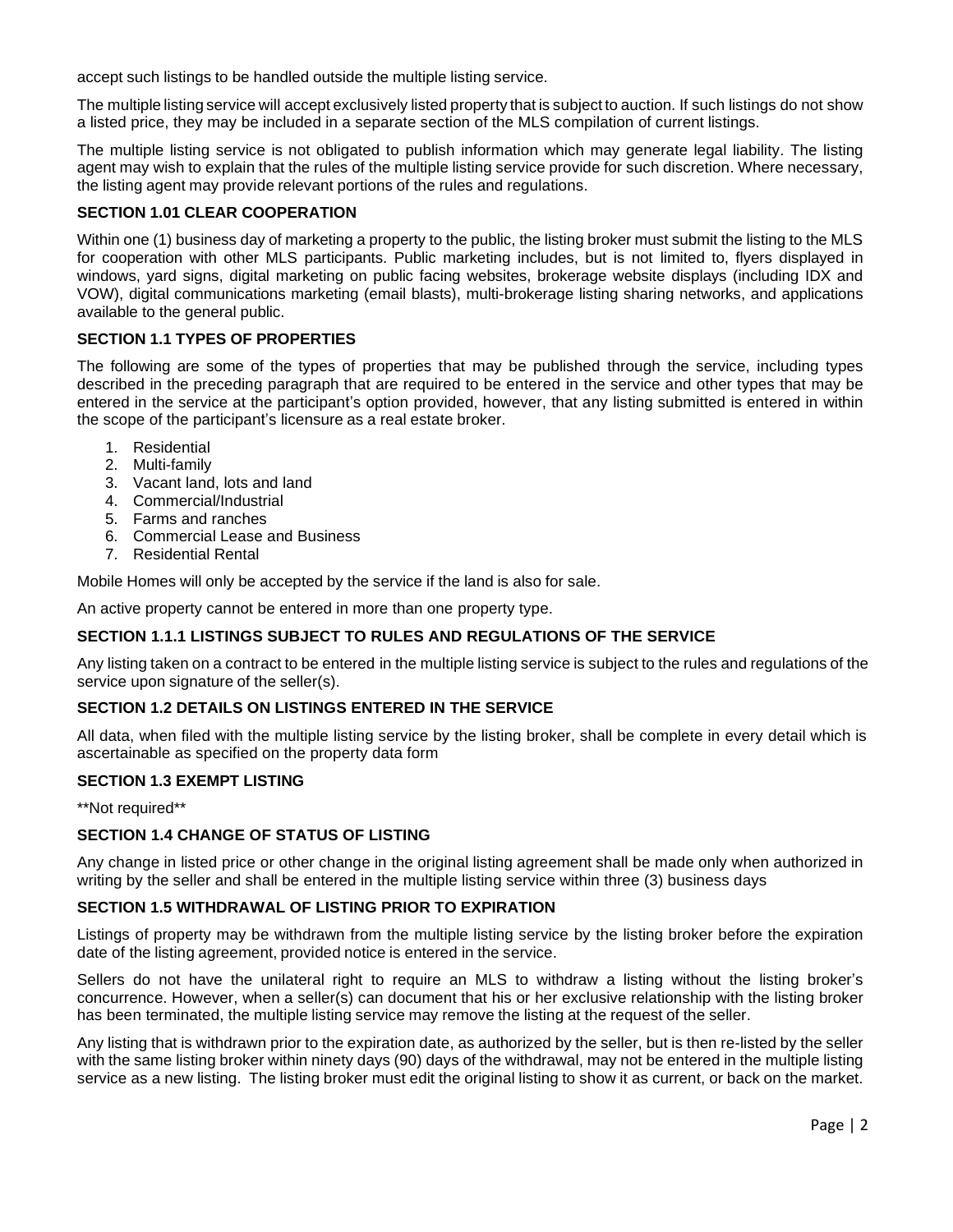accept such listings to be handled outside the multiple listing service.

The multiple listing service will accept exclusively listed property that is subject to auction. If such listings do not show a listed price, they may be included in a separate section of the MLS compilation of current listings.

The multiple listing service is not obligated to publish information which may generate legal liability. The listing agent may wish to explain that the rules of the multiple listing service provide for such discretion. Where necessary, the listing agent may provide relevant portions of the rules and regulations.

### SECTION 1.01 CLEAR COOPERATION

Within one (1) business day of marketing a property to the public, the listing broker must submit the listing to the MLS for cooperation with other MLS participants. Public marketing includes, but is not limited to, flyers displayed in windows, yard signs, digital marketing on public facing websites, brokerage website displays (including IDX and VOW), digital communications marketing (email blasts), multi-brokerage listing sharing networks, and applications available to the general public.

### SECTION 1.1 TYPES OF PROPERTIES

The following are some of the types of properties that may be published through the service, including types described in the preceding paragraph that are required to be entered in the service and other types that may be entered in the service at the participant's option provided, however, that any listing submitted is entered in within the scope of the participant's licensure as a real estate broker.

1. Residential
2. Multi-family
3. Vacant land, lots and land
4. Commercial/Industrial
5. Farms and ranches
6. Commercial Lease and Business
7. Residential Rental

Mobile Homes will only be accepted by the service if the land is also for sale.

An active property cannot be entered in more than one property type.

### SECTION 1.1.1 LISTINGS SUBJECT TO RULES AND REGULATIONS OF THE SERVICE

Any listing taken on a contract to be entered in the multiple listing service is subject to the rules and regulations of the service upon signature of the seller(s).

### SECTION 1.2 DETAILS ON LISTINGS ENTERED IN THE SERVICE

All data, when filed with the multiple listing service by the listing broker, shall be complete in every detail which is ascertainable as specified on the property data form

### SECTION 1.3 EXEMPT LISTING

**Not required**

### SECTION 1.4 CHANGE OF STATUS OF LISTING

Any change in listed price or other change in the original listing agreement shall be made only when authorized in writing by the seller and shall be entered in the multiple listing service within three (3) business days

### SECTION 1.5 WITHDRAWAL OF LISTING PRIOR TO EXPIRATION

Listings of property may be withdrawn from the multiple listing service by the listing broker before the expiration date of the listing agreement, provided notice is entered in the service.

Sellers do not have the unilateral right to require an MLS to withdraw a listing without the listing broker's concurrence. However, when a seller(s) can document that his or her exclusive relationship with the listing broker has been terminated, the multiple listing service may remove the listing at the request of the seller.

Any listing that is withdrawn prior to the expiration date, as authorized by the seller, but is then re-listed by the seller with the same listing broker within ninety days (90) days of the withdrawal, may not be entered in the multiple listing service as a new listing. The listing broker must edit the original listing to show it as current, or back on the market.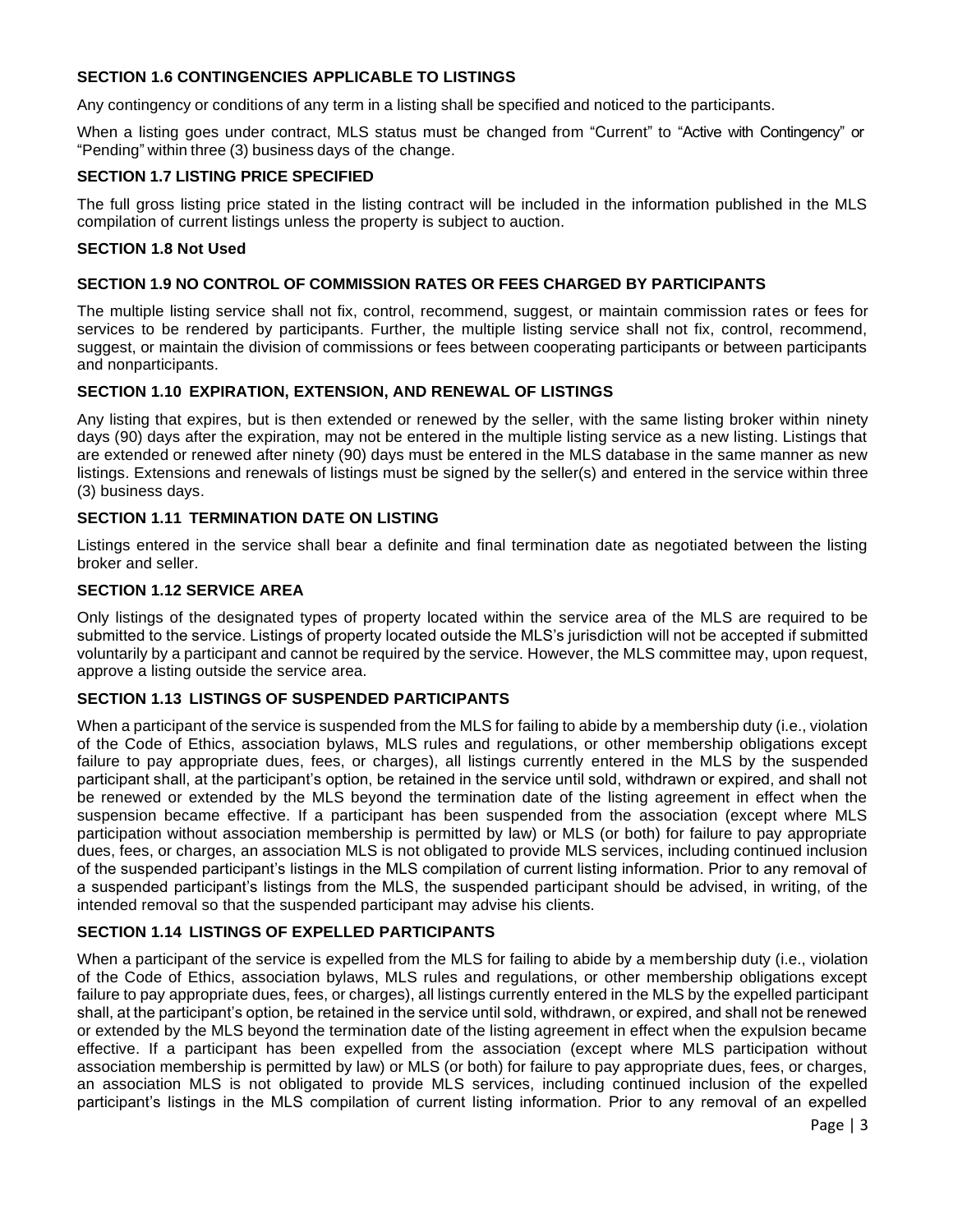### SECTION 1.6 CONTINGENCIES APPLICABLE TO LISTINGS

Any contingency or conditions of any term in a listing shall be specified and noticed to the participants.

When a listing goes under contract, MLS status must be changed from "Current" to "Active with Contingency" or "Pending" within three (3) business days of the change.

### SECTION 1.7 LISTING PRICE SPECIFIED

The full gross listing price stated in the listing contract will be included in the information published in the MLS compilation of current listings unless the property is subject to auction.

### SECTION 1.8 Not Used

### SECTION 1.9 NO CONTROL OF COMMISSION RATES OR FEES CHARGED BY PARTICIPANTS

The multiple listing service shall not fix, control, recommend, suggest, or maintain commission rates or fees for services to be rendered by participants. Further, the multiple listing service shall not fix, control, recommend, suggest, or maintain the division of commissions or fees between cooperating participants or between participants and nonparticipants.

### SECTION 1.10 EXPIRATION, EXTENSION, AND RENEWAL OF LISTINGS

Any listing that expires, but is then extended or renewed by the seller, with the same listing broker within ninety days (90) days after the expiration, may not be entered in the multiple listing service as a new listing. Listings that are extended or renewed after ninety (90) days must be entered in the MLS database in the same manner as new listings. Extensions and renewals of listings must be signed by the seller(s) and entered in the service within three (3) business days.

### SECTION 1.11 TERMINATION DATE ON LISTING

Listings entered in the service shall bear a definite and final termination date as negotiated between the listing broker and seller.

### SECTION 1.12 SERVICE AREA

Only listings of the designated types of property located within the service area of the MLS are required to be submitted to the service. Listings of property located outside the MLS's jurisdiction will not be accepted if submitted voluntarily by a participant and cannot be required by the service. However, the MLS committee may, upon request, approve a listing outside the service area.

### SECTION 1.13 LISTINGS OF SUSPENDED PARTICIPANTS

When a participant of the service is suspended from the MLS for failing to abide by a membership duty (i.e., violation of the Code of Ethics, association bylaws, MLS rules and regulations, or other membership obligations except failure to pay appropriate dues, fees, or charges), all listings currently entered in the MLS by the suspended participant shall, at the participant's option, be retained in the service until sold, withdrawn or expired, and shall not be renewed or extended by the MLS beyond the termination date of the listing agreement in effect when the suspension became effective. If a participant has been suspended from the association (except where MLS participation without association membership is permitted by law) or MLS (or both) for failure to pay appropriate dues, fees, or charges, an association MLS is not obligated to provide MLS services, including continued inclusion of the suspended participant's listings in the MLS compilation of current listing information. Prior to any removal of a suspended participant's listings from the MLS, the suspended participant should be advised, in writing, of the intended removal so that the suspended participant may advise his clients.

### SECTION 1.14 LISTINGS OF EXPELLED PARTICIPANTS

When a participant of the service is expelled from the MLS for failing to abide by a membership duty (i.e., violation of the Code of Ethics, association bylaws, MLS rules and regulations, or other membership obligations except failure to pay appropriate dues, fees, or charges), all listings currently entered in the MLS by the expelled participant shall, at the participant's option, be retained in the service until sold, withdrawn, or expired, and shall not be renewed or extended by the MLS beyond the termination date of the listing agreement in effect when the expulsion became effective. If a participant has been expelled from the association (except where MLS participation without association membership is permitted by law) or MLS (or both) for failure to pay appropriate dues, fees, or charges, an association MLS is not obligated to provide MLS services, including continued inclusion of the expelled participant's listings in the MLS compilation of current listing information. Prior to any removal of an expelled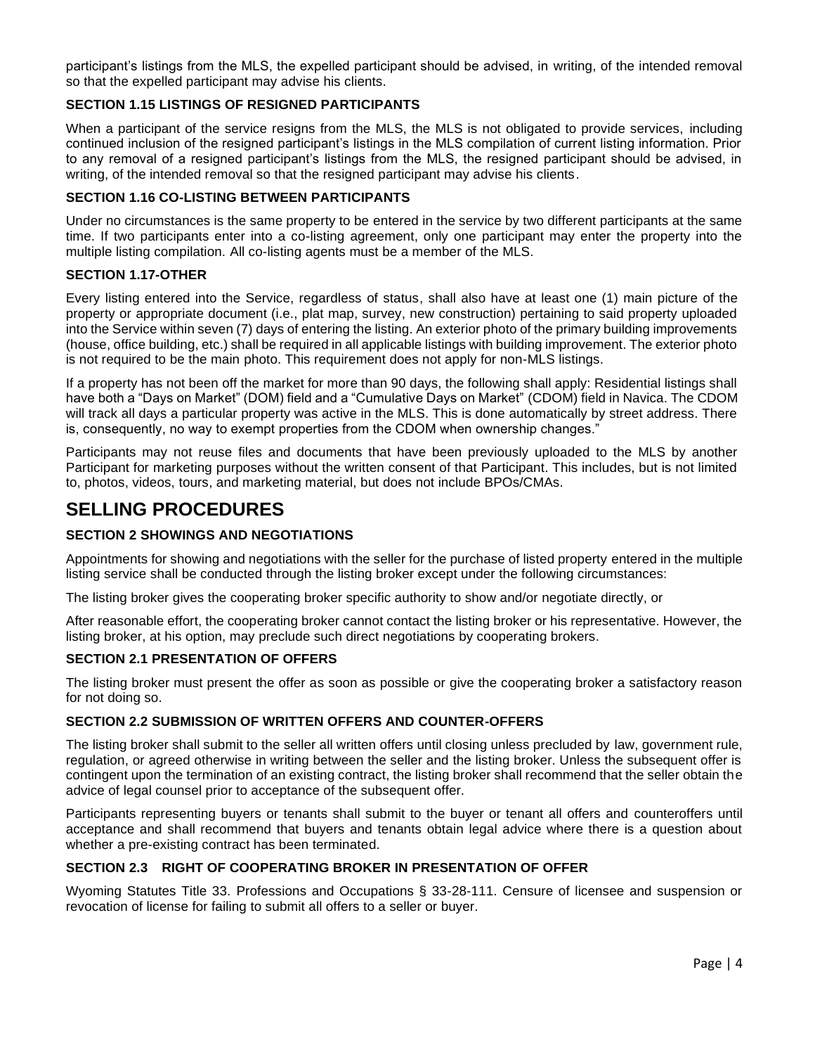participant's listings from the MLS, the expelled participant should be advised, in writing, of the intended removal so that the expelled participant may advise his clients.

### SECTION 1.15 LISTINGS OF RESIGNED PARTICIPANTS

When a participant of the service resigns from the MLS, the MLS is not obligated to provide services, including continued inclusion of the resigned participant's listings in the MLS compilation of current listing information. Prior to any removal of a resigned participant's listings from the MLS, the resigned participant should be advised, in writing, of the intended removal so that the resigned participant may advise his clients.

### SECTION 1.16 CO-LISTING BETWEEN PARTICIPANTS

Under no circumstances is the same property to be entered in the service by two different participants at the same time. If two participants enter into a co-listing agreement, only one participant may enter the property into the multiple listing compilation. All co-listing agents must be a member of the MLS.

### SECTION 1.17-OTHER

Every listing entered into the Service, regardless of status, shall also have at least one (1) main picture of the property or appropriate document (i.e., plat map, survey, new construction) pertaining to said property uploaded into the Service within seven (7) days of entering the listing. An exterior photo of the primary building improvements (house, office building, etc.) shall be required in all applicable listings with building improvement. The exterior photo is not required to be the main photo. This requirement does not apply for non-MLS listings.

If a property has not been off the market for more than 90 days, the following shall apply: Residential listings shall have both a "Days on Market" (DOM) field and a "Cumulative Days on Market" (CDOM) field in Navica. The CDOM will track all days a particular property was active in the MLS. This is done automatically by street address. There is, consequently, no way to exempt properties from the CDOM when ownership changes."

Participants may not reuse files and documents that have been previously uploaded to the MLS by another Participant for marketing purposes without the written consent of that Participant. This includes, but is not limited to, photos, videos, tours, and marketing material, but does not include BPOs/CMAs.

## SELLING PROCEDURES

### SECTION 2 SHOWINGS AND NEGOTIATIONS

Appointments for showing and negotiations with the seller for the purchase of listed property entered in the multiple listing service shall be conducted through the listing broker except under the following circumstances:

The listing broker gives the cooperating broker specific authority to show and/or negotiate directly, or

After reasonable effort, the cooperating broker cannot contact the listing broker or his representative. However, the listing broker, at his option, may preclude such direct negotiations by cooperating brokers.

### SECTION 2.1 PRESENTATION OF OFFERS

The listing broker must present the offer as soon as possible or give the cooperating broker a satisfactory reason for not doing so.

### SECTION 2.2 SUBMISSION OF WRITTEN OFFERS AND COUNTER-OFFERS

The listing broker shall submit to the seller all written offers until closing unless precluded by law, government rule, regulation, or agreed otherwise in writing between the seller and the listing broker. Unless the subsequent offer is contingent upon the termination of an existing contract, the listing broker shall recommend that the seller obtain the advice of legal counsel prior to acceptance of the subsequent offer.

Participants representing buyers or tenants shall submit to the buyer or tenant all offers and counteroffers until acceptance and shall recommend that buyers and tenants obtain legal advice where there is a question about whether a pre-existing contract has been terminated.

### SECTION 2.3 RIGHT OF COOPERATING BROKER IN PRESENTATION OF OFFER

Wyoming Statutes Title 33. Professions and Occupations § 33-28-111. Censure of licensee and suspension or revocation of license for failing to submit all offers to a seller or buyer.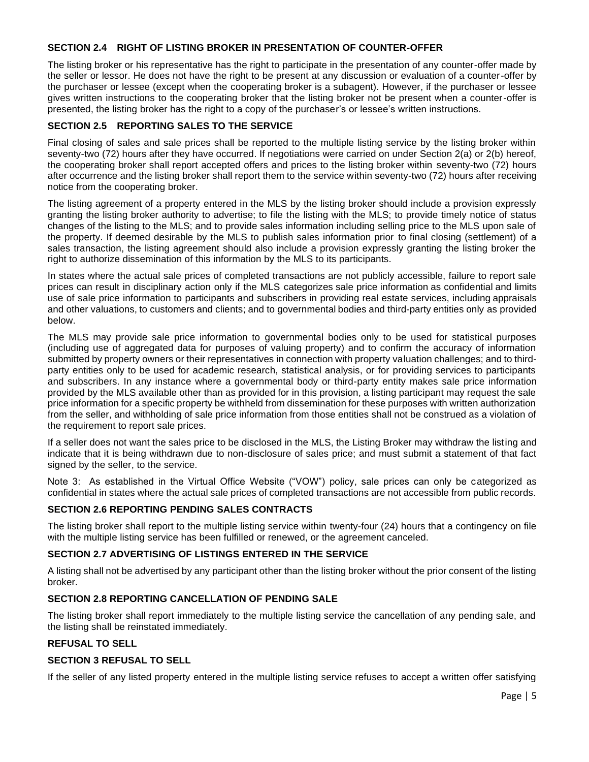### SECTION 2.4 RIGHT OF LISTING BROKER IN PRESENTATION OF COUNTER-OFFER

The listing broker or his representative has the right to participate in the presentation of any counter-offer made by the seller or lessor. He does not have the right to be present at any discussion or evaluation of a counter-offer by the purchaser or lessee (except when the cooperating broker is a subagent). However, if the purchaser or lessee gives written instructions to the cooperating broker that the listing broker not be present when a counter-offer is presented, the listing broker has the right to a copy of the purchaser's or lessee's written instructions.

### SECTION 2.5 REPORTING SALES TO THE SERVICE

Final closing of sales and sale prices shall be reported to the multiple listing service by the listing broker within seventy-two (72) hours after they have occurred. If negotiations were carried on under Section 2(a) or 2(b) hereof, the cooperating broker shall report accepted offers and prices to the listing broker within seventy-two (72) hours after occurrence and the listing broker shall report them to the service within seventy-two (72) hours after receiving notice from the cooperating broker.

The listing agreement of a property entered in the MLS by the listing broker should include a provision expressly granting the listing broker authority to advertise; to file the listing with the MLS; to provide timely notice of status changes of the listing to the MLS; and to provide sales information including selling price to the MLS upon sale of the property. If deemed desirable by the MLS to publish sales information prior to final closing (settlement) of a sales transaction, the listing agreement should also include a provision expressly granting the listing broker the right to authorize dissemination of this information by the MLS to its participants.

In states where the actual sale prices of completed transactions are not publicly accessible, failure to report sale prices can result in disciplinary action only if the MLS categorizes sale price information as confidential and limits use of sale price information to participants and subscribers in providing real estate services, including appraisals and other valuations, to customers and clients; and to governmental bodies and third-party entities only as provided below.

The MLS may provide sale price information to governmental bodies only to be used for statistical purposes (including use of aggregated data for purposes of valuing property) and to confirm the accuracy of information submitted by property owners or their representatives in connection with property valuation challenges; and to third-party entities only to be used for academic research, statistical analysis, or for providing services to participants and subscribers. In any instance where a governmental body or third-party entity makes sale price information provided by the MLS available other than as provided for in this provision, a listing participant may request the sale price information for a specific property be withheld from dissemination for these purposes with written authorization from the seller, and withholding of sale price information from those entities shall not be construed as a violation of the requirement to report sale prices.

If a seller does not want the sales price to be disclosed in the MLS, the Listing Broker may withdraw the listing and indicate that it is being withdrawn due to non-disclosure of sales price; and must submit a statement of that fact signed by the seller, to the service.

Note 3: As established in the Virtual Office Website ("VOW") policy, sale prices can only be categorized as confidential in states where the actual sale prices of completed transactions are not accessible from public records.

### SECTION 2.6 REPORTING PENDING SALES CONTRACTS

The listing broker shall report to the multiple listing service within twenty-four (24) hours that a contingency on file with the multiple listing service has been fulfilled or renewed, or the agreement canceled.

### SECTION 2.7 ADVERTISING OF LISTINGS ENTERED IN THE SERVICE

A listing shall not be advertised by any participant other than the listing broker without the prior consent of the listing broker.

### SECTION 2.8 REPORTING CANCELLATION OF PENDING SALE

The listing broker shall report immediately to the multiple listing service the cancellation of any pending sale, and the listing shall be reinstated immediately.

## REFUSAL TO SELL

### SECTION 3 REFUSAL TO SELL

If the seller of any listed property entered in the multiple listing service refuses to accept a written offer satisfying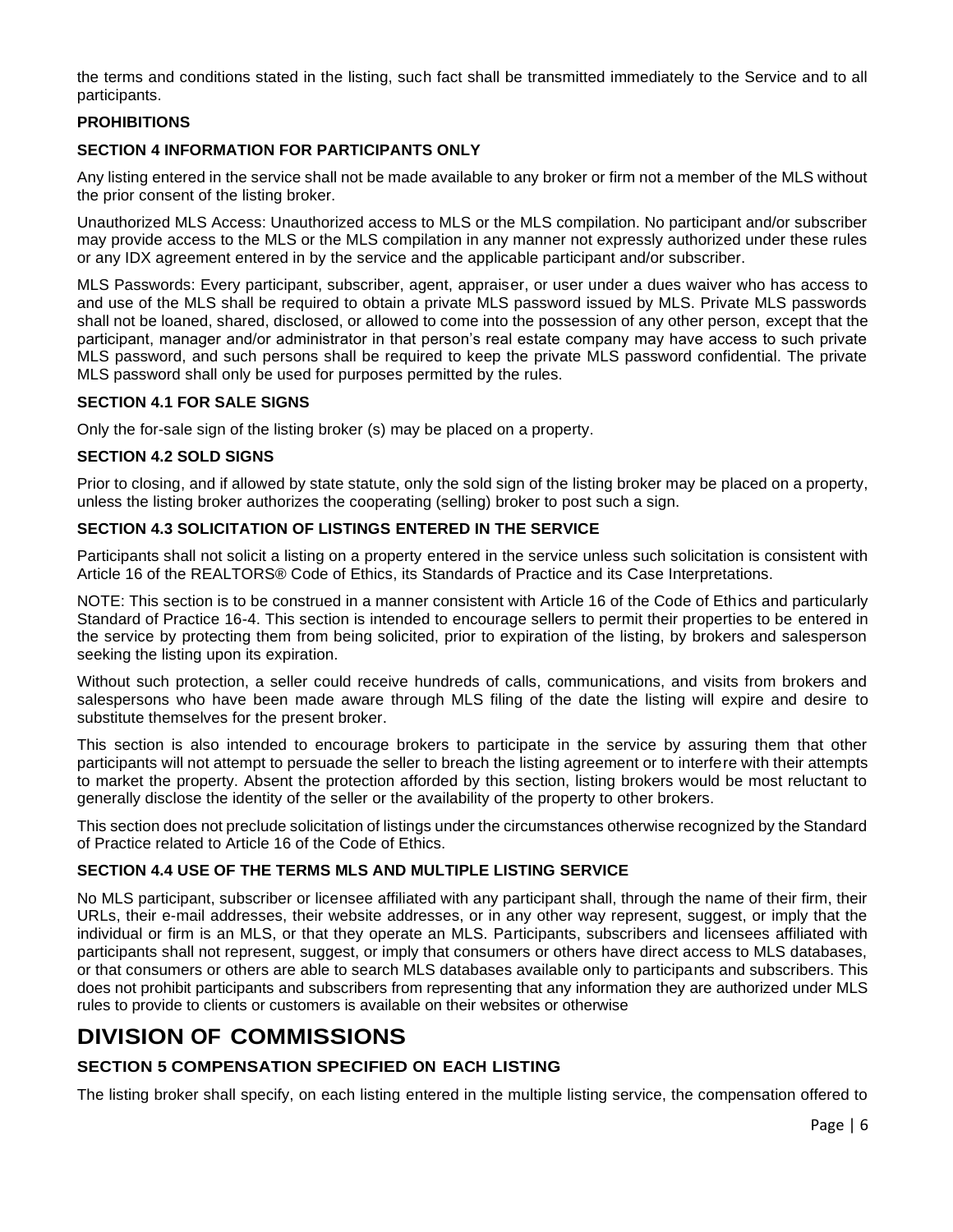the terms and conditions stated in the listing, such fact shall be transmitted immediately to the Service and to all participants.

**PROHIBITIONS**

### SECTION 4 INFORMATION FOR PARTICIPANTS ONLY

Any listing entered in the service shall not be made available to any broker or firm not a member of the MLS without the prior consent of the listing broker.

Unauthorized MLS Access: Unauthorized access to MLS or the MLS compilation. No participant and/or subscriber may provide access to the MLS or the MLS compilation in any manner not expressly authorized under these rules or any IDX agreement entered in by the service and the applicable participant and/or subscriber.

MLS Passwords: Every participant, subscriber, agent, appraiser, or user under a dues waiver who has access to and use of the MLS shall be required to obtain a private MLS password issued by MLS. Private MLS passwords shall not be loaned, shared, disclosed, or allowed to come into the possession of any other person, except that the participant, manager and/or administrator in that person's real estate company may have access to such private MLS password, and such persons shall be required to keep the private MLS password confidential. The private MLS password shall only be used for purposes permitted by the rules.

### SECTION 4.1 FOR SALE SIGNS

Only the for-sale sign of the listing broker (s) may be placed on a property.

### SECTION 4.2 SOLD SIGNS

Prior to closing, and if allowed by state statute, only the sold sign of the listing broker may be placed on a property, unless the listing broker authorizes the cooperating (selling) broker to post such a sign.

### SECTION 4.3 SOLICITATION OF LISTINGS ENTERED IN THE SERVICE

Participants shall not solicit a listing on a property entered in the service unless such solicitation is consistent with Article 16 of the REALTORS® Code of Ethics, its Standards of Practice and its Case Interpretations.

NOTE: This section is to be construed in a manner consistent with Article 16 of the Code of Ethics and particularly Standard of Practice 16-4. This section is intended to encourage sellers to permit their properties to be entered in the service by protecting them from being solicited, prior to expiration of the listing, by brokers and salesperson seeking the listing upon its expiration.

Without such protection, a seller could receive hundreds of calls, communications, and visits from brokers and salespersons who have been made aware through MLS filing of the date the listing will expire and desire to substitute themselves for the present broker.

This section is also intended to encourage brokers to participate in the service by assuring them that other participants will not attempt to persuade the seller to breach the listing agreement or to interfere with their attempts to market the property. Absent the protection afforded by this section, listing brokers would be most reluctant to generally disclose the identity of the seller or the availability of the property to other brokers.

This section does not preclude solicitation of listings under the circumstances otherwise recognized by the Standard of Practice related to Article 16 of the Code of Ethics.

### SECTION 4.4 USE OF THE TERMS MLS AND MULTIPLE LISTING SERVICE

No MLS participant, subscriber or licensee affiliated with any participant shall, through the name of their firm, their URLs, their e-mail addresses, their website addresses, or in any other way represent, suggest, or imply that the individual or firm is an MLS, or that they operate an MLS. Participants, subscribers and licensees affiliated with participants shall not represent, suggest, or imply that consumers or others have direct access to MLS databases, or that consumers or others are able to search MLS databases available only to participants and subscribers. This does not prohibit participants and subscribers from representing that any information they are authorized under MLS rules to provide to clients or customers is available on their websites or otherwise

## DIVISION OF COMMISSIONS

### SECTION 5 COMPENSATION SPECIFIED ON EACH LISTING

The listing broker shall specify, on each listing entered in the multiple listing service, the compensation offered to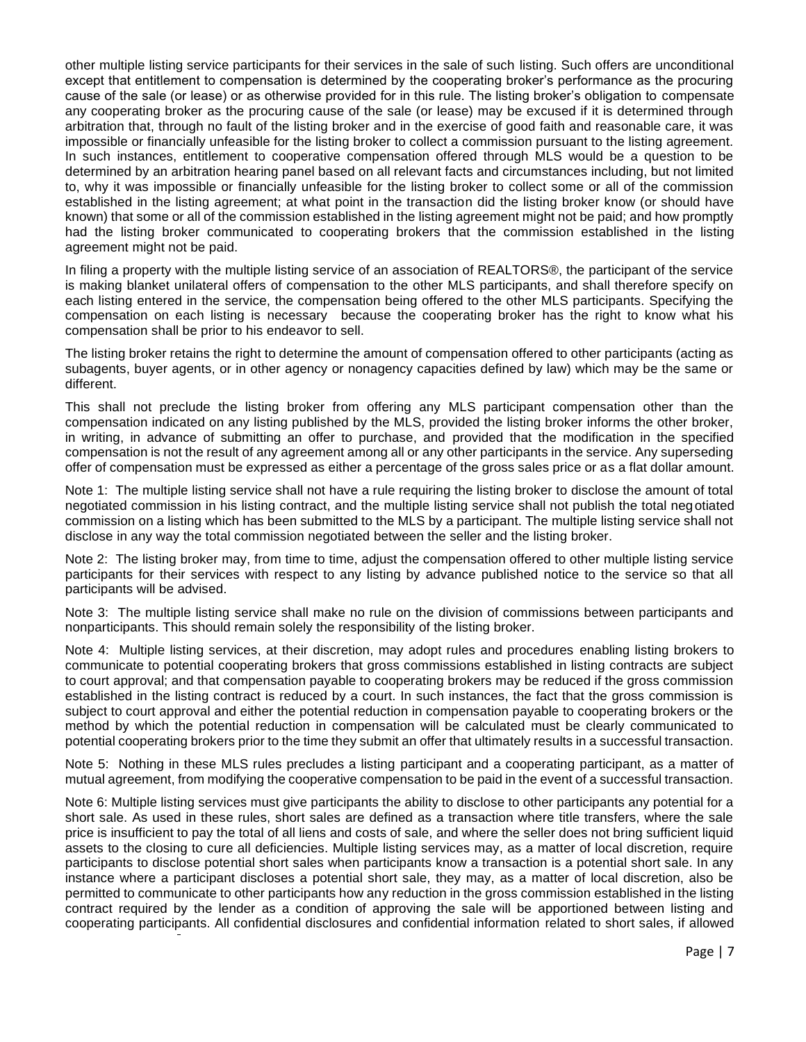other multiple listing service participants for their services in the sale of such listing. Such offers are unconditional except that entitlement to compensation is determined by the cooperating broker's performance as the procuring cause of the sale (or lease) or as otherwise provided for in this rule. The listing broker's obligation to compensate any cooperating broker as the procuring cause of the sale (or lease) may be excused if it is determined through arbitration that, through no fault of the listing broker and in the exercise of good faith and reasonable care, it was impossible or financially unfeasible for the listing broker to collect a commission pursuant to the listing agreement. In such instances, entitlement to cooperative compensation offered through MLS would be a question to be determined by an arbitration hearing panel based on all relevant facts and circumstances including, but not limited to, why it was impossible or financially unfeasible for the listing broker to collect some or all of the commission established in the listing agreement; at what point in the transaction did the listing broker know (or should have known) that some or all of the commission established in the listing agreement might not be paid; and how promptly had the listing broker communicated to cooperating brokers that the commission established in the listing agreement might not be paid.

In filing a property with the multiple listing service of an association of REALTORS®, the participant of the service is making blanket unilateral offers of compensation to the other MLS participants, and shall therefore specify on each listing entered in the service, the compensation being offered to the other MLS participants. Specifying the compensation on each listing is necessary because the cooperating broker has the right to know what his compensation shall be prior to his endeavor to sell.

The listing broker retains the right to determine the amount of compensation offered to other participants (acting as subagents, buyer agents, or in other agency or nonagency capacities defined by law) which may be the same or different.

This shall not preclude the listing broker from offering any MLS participant compensation other than the compensation indicated on any listing published by the MLS, provided the listing broker informs the other broker, in writing, in advance of submitting an offer to purchase, and provided that the modification in the specified compensation is not the result of any agreement among all or any other participants in the service. Any superseding offer of compensation must be expressed as either a percentage of the gross sales price or as a flat dollar amount.

Note 1: The multiple listing service shall not have a rule requiring the listing broker to disclose the amount of total negotiated commission in his listing contract, and the multiple listing service shall not publish the total negotiated commission on a listing which has been submitted to the MLS by a participant. The multiple listing service shall not disclose in any way the total commission negotiated between the seller and the listing broker.

Note 2: The listing broker may, from time to time, adjust the compensation offered to other multiple listing service participants for their services with respect to any listing by advance published notice to the service so that all participants will be advised.

Note 3: The multiple listing service shall make no rule on the division of commissions between participants and nonparticipants. This should remain solely the responsibility of the listing broker.

Note 4: Multiple listing services, at their discretion, may adopt rules and procedures enabling listing brokers to communicate to potential cooperating brokers that gross commissions established in listing contracts are subject to court approval; and that compensation payable to cooperating brokers may be reduced if the gross commission established in the listing contract is reduced by a court. In such instances, the fact that the gross commission is subject to court approval and either the potential reduction in compensation payable to cooperating brokers or the method by which the potential reduction in compensation will be calculated must be clearly communicated to potential cooperating brokers prior to the time they submit an offer that ultimately results in a successful transaction.

Note 5: Nothing in these MLS rules precludes a listing participant and a cooperating participant, as a matter of mutual agreement, from modifying the cooperative compensation to be paid in the event of a successful transaction.

Note 6: Multiple listing services must give participants the ability to disclose to other participants any potential for a short sale. As used in these rules, short sales are defined as a transaction where title transfers, where the sale price is insufficient to pay the total of all liens and costs of sale, and where the seller does not bring sufficient liquid assets to the closing to cure all deficiencies. Multiple listing services may, as a matter of local discretion, require participants to disclose potential short sales when participants know a transaction is a potential short sale. In any instance where a participant discloses a potential short sale, they may, as a matter of local discretion, also be permitted to communicate to other participants how any reduction in the gross commission established in the listing contract required by the lender as a condition of approving the sale will be apportioned between listing and cooperating participants. All confidential disclosures and confidential information related to short sales, if allowed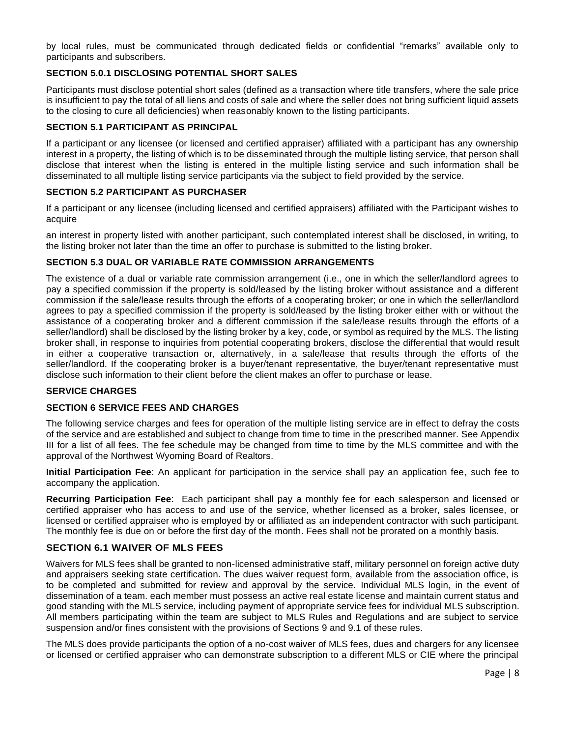by local rules, must be communicated through dedicated fields or confidential "remarks" available only to participants and subscribers.

### SECTION 5.0.1 DISCLOSING POTENTIAL SHORT SALES

Participants must disclose potential short sales (defined as a transaction where title transfers, where the sale price is insufficient to pay the total of all liens and costs of sale and where the seller does not bring sufficient liquid assets to the closing to cure all deficiencies) when reasonably known to the listing participants.

### SECTION 5.1 PARTICIPANT AS PRINCIPAL

If a participant or any licensee (or licensed and certified appraiser) affiliated with a participant has any ownership interest in a property, the listing of which is to be disseminated through the multiple listing service, that person shall disclose that interest when the listing is entered in the multiple listing service and such information shall be disseminated to all multiple listing service participants via the subject to field provided by the service.

### SECTION 5.2 PARTICIPANT AS PURCHASER

If a participant or any licensee (including licensed and certified appraisers) affiliated with the Participant wishes to acquire

an interest in property listed with another participant, such contemplated interest shall be disclosed, in writing, to the listing broker not later than the time an offer to purchase is submitted to the listing broker.

### SECTION 5.3 DUAL OR VARIABLE RATE COMMISSION ARRANGEMENTS

The existence of a dual or variable rate commission arrangement (i.e., one in which the seller/landlord agrees to pay a specified commission if the property is sold/leased by the listing broker without assistance and a different commission if the sale/lease results through the efforts of a cooperating broker; or one in which the seller/landlord agrees to pay a specified commission if the property is sold/leased by the listing broker either with or without the assistance of a cooperating broker and a different commission if the sale/lease results through the efforts of a seller/landlord) shall be disclosed by the listing broker by a key, code, or symbol as required by the MLS. The listing broker shall, in response to inquiries from potential cooperating brokers, disclose the differential that would result in either a cooperative transaction or, alternatively, in a sale/lease that results through the efforts of the seller/landlord. If the cooperating broker is a buyer/tenant representative, the buyer/tenant representative must disclose such information to their client before the client makes an offer to purchase or lease.

## SERVICE CHARGES

### SECTION 6 SERVICE FEES AND CHARGES

The following service charges and fees for operation of the multiple listing service are in effect to defray the costs of the service and are established and subject to change from time to time in the prescribed manner. See Appendix III for a list of all fees. The fee schedule may be changed from time to time by the MLS committee and with the approval of the Northwest Wyoming Board of Realtors.

**Initial Participation Fee**: An applicant for participation in the service shall pay an application fee, such fee to accompany the application.

**Recurring Participation Fee**: Each participant shall pay a monthly fee for each salesperson and licensed or certified appraiser who has access to and use of the service, whether licensed as a broker, sales licensee, or licensed or certified appraiser who is employed by or affiliated as an independent contractor with such participant. The monthly fee is due on or before the first day of the month. Fees shall not be prorated on a monthly basis.

### SECTION 6.1 WAIVER OF MLS FEES

Waivers for MLS fees shall be granted to non-licensed administrative staff, military personnel on foreign active duty and appraisers seeking state certification. The dues waiver request form, available from the association office, is to be completed and submitted for review and approval by the service. Individual MLS login, in the event of dissemination of a team. each member must possess an active real estate license and maintain current status and good standing with the MLS service, including payment of appropriate service fees for individual MLS subscription. All members participating within the team are subject to MLS Rules and Regulations and are subject to service suspension and/or fines consistent with the provisions of Sections 9 and 9.1 of these rules.

The MLS does provide participants the option of a no-cost waiver of MLS fees, dues and chargers for any licensee or licensed or certified appraiser who can demonstrate subscription to a different MLS or CIE where the principal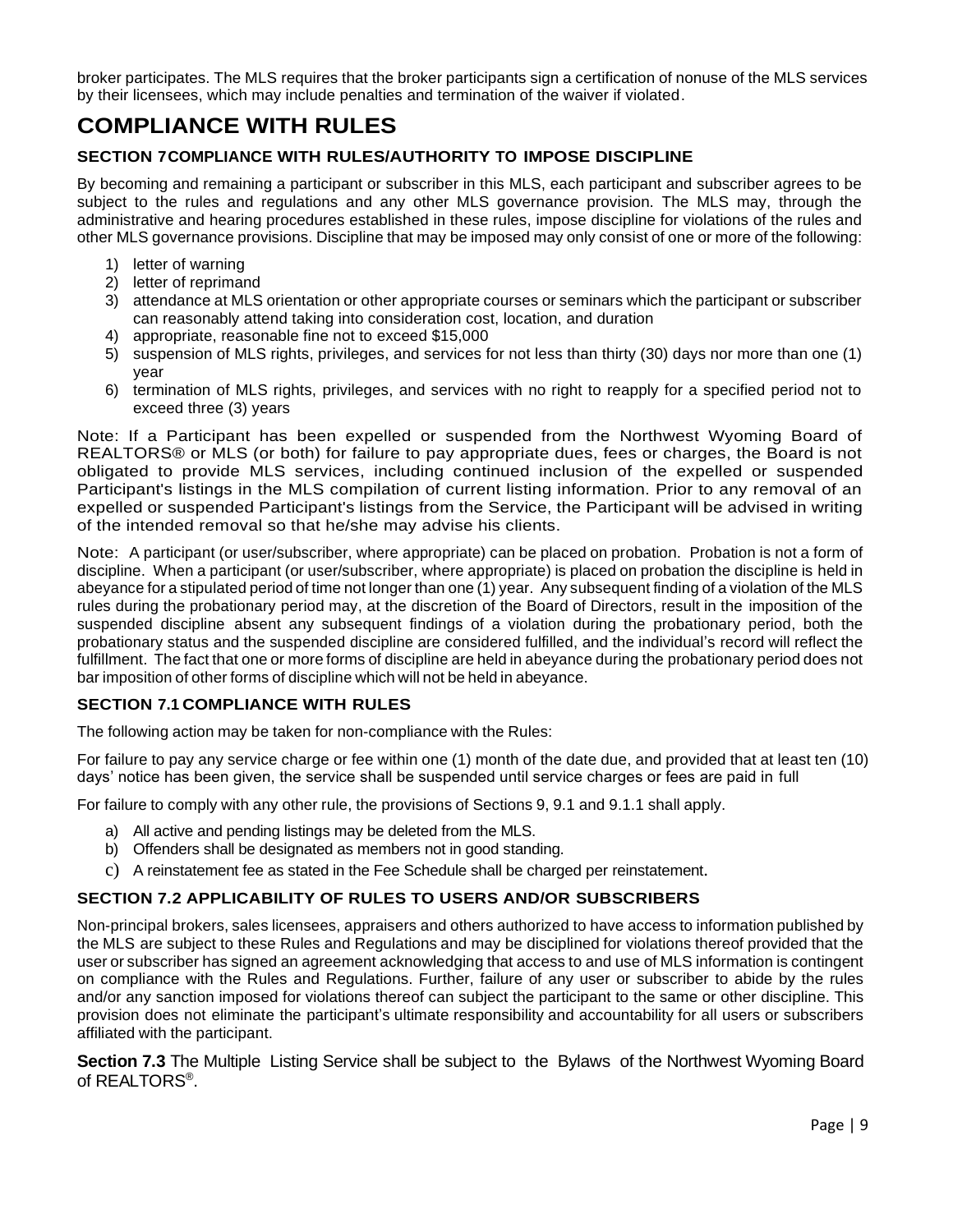broker participates. The MLS requires that the broker participants sign a certification of nonuse of the MLS services by their licensees, which may include penalties and termination of the waiver if violated.

# COMPLIANCE WITH RULES

### SECTION 7 COMPLIANCE WITH RULES/AUTHORITY TO IMPOSE DISCIPLINE

By becoming and remaining a participant or subscriber in this MLS, each participant and subscriber agrees to be subject to the rules and regulations and any other MLS governance provision. The MLS may, through the administrative and hearing procedures established in these rules, impose discipline for violations of the rules and other MLS governance provisions. Discipline that may be imposed may only consist of one or more of the following:

1) letter of warning
2) letter of reprimand
3) attendance at MLS orientation or other appropriate courses or seminars which the participant or subscriber can reasonably attend taking into consideration cost, location, and duration
4) appropriate, reasonable fine not to exceed $15,000
5) suspension of MLS rights, privileges, and services for not less than thirty (30) days nor more than one (1) year
6) termination of MLS rights, privileges, and services with no right to reapply for a specified period not to exceed three (3) years

Note: If a Participant has been expelled or suspended from the Northwest Wyoming Board of REALTORS® or MLS (or both) for failure to pay appropriate dues, fees or charges, the Board is not obligated to provide MLS services, including continued inclusion of the expelled or suspended Participant's listings in the MLS compilation of current listing information. Prior to any removal of an expelled or suspended Participant's listings from the Service, the Participant will be advised in writing of the intended removal so that he/she may advise his clients.

Note: A participant (or user/subscriber, where appropriate) can be placed on probation. Probation is not a form of discipline. When a participant (or user/subscriber, where appropriate) is placed on probation the discipline is held in abeyance for a stipulated period of time not longer than one (1) year. Any subsequent finding of a violation of the MLS rules during the probationary period may, at the discretion of the Board of Directors, result in the imposition of the suspended discipline absent any subsequent findings of a violation during the probationary period, both the probationary status and the suspended discipline are considered fulfilled, and the individual's record will reflect the fulfillment. The fact that one or more forms of discipline are held in abeyance during the probationary period does not bar imposition of other forms of discipline which will not be held in abeyance.

### SECTION 7.1 COMPLIANCE WITH RULES

The following action may be taken for non-compliance with the Rules:

For failure to pay any service charge or fee within one (1) month of the date due, and provided that at least ten (10) days' notice has been given, the service shall be suspended until service charges or fees are paid in full

For failure to comply with any other rule, the provisions of Sections 9, 9.1 and 9.1.1 shall apply.

a) All active and pending listings may be deleted from the MLS.
b) Offenders shall be designated as members not in good standing.
c) A reinstatement fee as stated in the Fee Schedule shall be charged per reinstatement.

### SECTION 7.2 APPLICABILITY OF RULES TO USERS AND/OR SUBSCRIBERS

Non-principal brokers, sales licensees, appraisers and others authorized to have access to information published by the MLS are subject to these Rules and Regulations and may be disciplined for violations thereof provided that the user or subscriber has signed an agreement acknowledging that access to and use of MLS information is contingent on compliance with the Rules and Regulations. Further, failure of any user or subscriber to abide by the rules and/or any sanction imposed for violations thereof can subject the participant to the same or other discipline. This provision does not eliminate the participant's ultimate responsibility and accountability for all users or subscribers affiliated with the participant.

**Section 7.3** The Multiple Listing Service shall be subject to the Bylaws of the Northwest Wyoming Board of REALTORS®.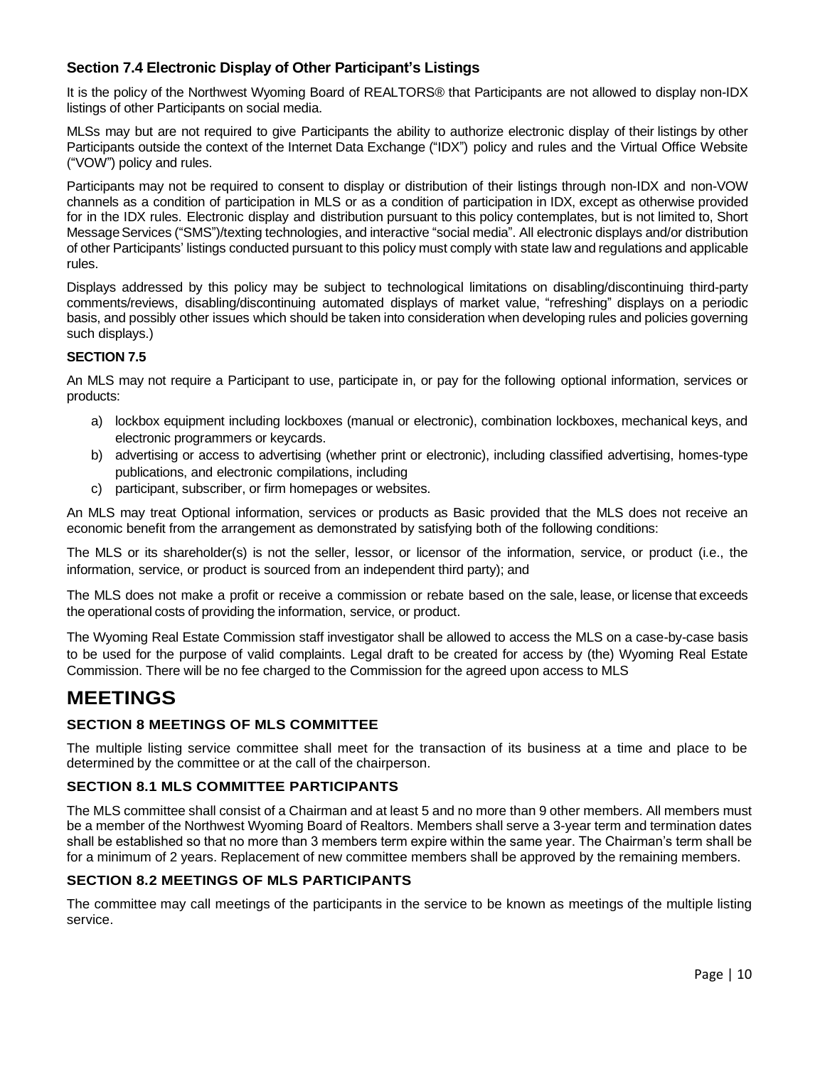### Section 7.4 Electronic Display of Other Participant's Listings

It is the policy of the Northwest Wyoming Board of REALTORS® that Participants are not allowed to display non-IDX listings of other Participants on social media.

MLSs may but are not required to give Participants the ability to authorize electronic display of their listings by other Participants outside the context of the Internet Data Exchange ("IDX") policy and rules and the Virtual Office Website ("VOW") policy and rules.

Participants may not be required to consent to display or distribution of their listings through non-IDX and non-VOW channels as a condition of participation in MLS or as a condition of participation in IDX, except as otherwise provided for in the IDX rules. Electronic display and distribution pursuant to this policy contemplates, but is not limited to, Short Message Services ("SMS")/texting technologies, and interactive "social media". All electronic displays and/or distribution of other Participants' listings conducted pursuant to this policy must comply with state law and regulations and applicable rules.

Displays addressed by this policy may be subject to technological limitations on disabling/discontinuing third-party comments/reviews, disabling/discontinuing automated displays of market value, "refreshing" displays on a periodic basis, and possibly other issues which should be taken into consideration when developing rules and policies governing such displays.)

#### SECTION 7.5

An MLS may not require a Participant to use, participate in, or pay for the following optional information, services or products:

a) lockbox equipment including lockboxes (manual or electronic), combination lockboxes, mechanical keys, and electronic programmers or keycards.
b) advertising or access to advertising (whether print or electronic), including classified advertising, homes-type publications, and electronic compilations, including
c) participant, subscriber, or firm homepages or websites.

An MLS may treat Optional information, services or products as Basic provided that the MLS does not receive an economic benefit from the arrangement as demonstrated by satisfying both of the following conditions:

The MLS or its shareholder(s) is not the seller, lessor, or licensor of the information, service, or product (i.e., the information, service, or product is sourced from an independent third party); and

The MLS does not make a profit or receive a commission or rebate based on the sale, lease, or license that exceeds the operational costs of providing the information, service, or product.

The Wyoming Real Estate Commission staff investigator shall be allowed to access the MLS on a case-by-case basis to be used for the purpose of valid complaints. Legal draft to be created for access by (the) Wyoming Real Estate Commission. There will be no fee charged to the Commission for the agreed upon access to MLS

# MEETINGS

### SECTION 8 MEETINGS OF MLS COMMITTEE

The multiple listing service committee shall meet for the transaction of its business at a time and place to be determined by the committee or at the call of the chairperson.

### SECTION 8.1 MLS COMMITTEE PARTICIPANTS

The MLS committee shall consist of a Chairman and at least 5 and no more than 9 other members. All members must be a member of the Northwest Wyoming Board of Realtors. Members shall serve a 3-year term and termination dates shall be established so that no more than 3 members term expire within the same year. The Chairman's term shall be for a minimum of 2 years. Replacement of new committee members shall be approved by the remaining members.

### SECTION 8.2 MEETINGS OF MLS PARTICIPANTS

The committee may call meetings of the participants in the service to be known as meetings of the multiple listing service.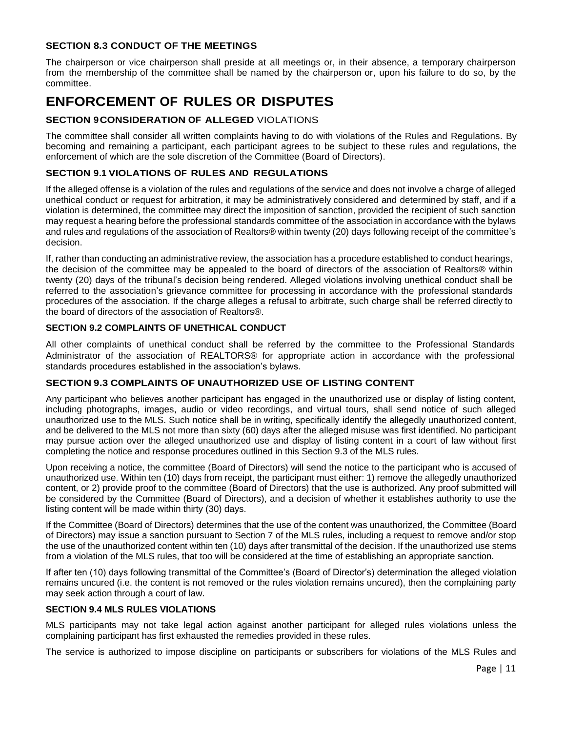### SECTION 8.3 CONDUCT OF THE MEETINGS

The chairperson or vice chairperson shall preside at all meetings or, in their absence, a temporary chairperson from the membership of the committee shall be named by the chairperson or, upon his failure to do so, by the committee.

# ENFORCEMENT OF RULES OR DISPUTES

### SECTION 9 CONSIDERATION OF ALLEGED VIOLATIONS

The committee shall consider all written complaints having to do with violations of the Rules and Regulations. By becoming and remaining a participant, each participant agrees to be subject to these rules and regulations, the enforcement of which are the sole discretion of the Committee (Board of Directors).

### SECTION 9.1 VIOLATIONS OF RULES AND REGULATIONS

If the alleged offense is a violation of the rules and regulations of the service and does not involve a charge of alleged unethical conduct or request for arbitration, it may be administratively considered and determined by staff, and if a violation is determined, the committee may direct the imposition of sanction, provided the recipient of such sanction may request a hearing before the professional standards committee of the association in accordance with the bylaws and rules and regulations of the association of Realtors® within twenty (20) days following receipt of the committee's decision.

If, rather than conducting an administrative review, the association has a procedure established to conduct hearings, the decision of the committee may be appealed to the board of directors of the association of Realtors® within twenty (20) days of the tribunal's decision being rendered. Alleged violations involving unethical conduct shall be referred to the association's grievance committee for processing in accordance with the professional standards procedures of the association. If the charge alleges a refusal to arbitrate, such charge shall be referred directly to the board of directors of the association of Realtors®.

### SECTION 9.2 COMPLAINTS OF UNETHICAL CONDUCT

All other complaints of unethical conduct shall be referred by the committee to the Professional Standards Administrator of the association of REALTORS® for appropriate action in accordance with the professional standards procedures established in the association's bylaws.

### SECTION 9.3 COMPLAINTS OF UNAUTHORIZED USE OF LISTING CONTENT

Any participant who believes another participant has engaged in the unauthorized use or display of listing content, including photographs, images, audio or video recordings, and virtual tours, shall send notice of such alleged unauthorized use to the MLS. Such notice shall be in writing, specifically identify the allegedly unauthorized content, and be delivered to the MLS not more than sixty (60) days after the alleged misuse was first identified. No participant may pursue action over the alleged unauthorized use and display of listing content in a court of law without first completing the notice and response procedures outlined in this Section 9.3 of the MLS rules.

Upon receiving a notice, the committee (Board of Directors) will send the notice to the participant who is accused of unauthorized use. Within ten (10) days from receipt, the participant must either: 1) remove the allegedly unauthorized content, or 2) provide proof to the committee (Board of Directors) that the use is authorized. Any proof submitted will be considered by the Committee (Board of Directors), and a decision of whether it establishes authority to use the listing content will be made within thirty (30) days.

If the Committee (Board of Directors) determines that the use of the content was unauthorized, the Committee (Board of Directors) may issue a sanction pursuant to Section 7 of the MLS rules, including a request to remove and/or stop the use of the unauthorized content within ten (10) days after transmittal of the decision. If the unauthorized use stems from a violation of the MLS rules, that too will be considered at the time of establishing an appropriate sanction.

If after ten (10) days following transmittal of the Committee's (Board of Director's) determination the alleged violation remains uncured (i.e. the content is not removed or the rules violation remains uncured), then the complaining party may seek action through a court of law.

### SECTION 9.4 MLS RULES VIOLATIONS

MLS participants may not take legal action against another participant for alleged rules violations unless the complaining participant has first exhausted the remedies provided in these rules.

The service is authorized to impose discipline on participants or subscribers for violations of the MLS Rules and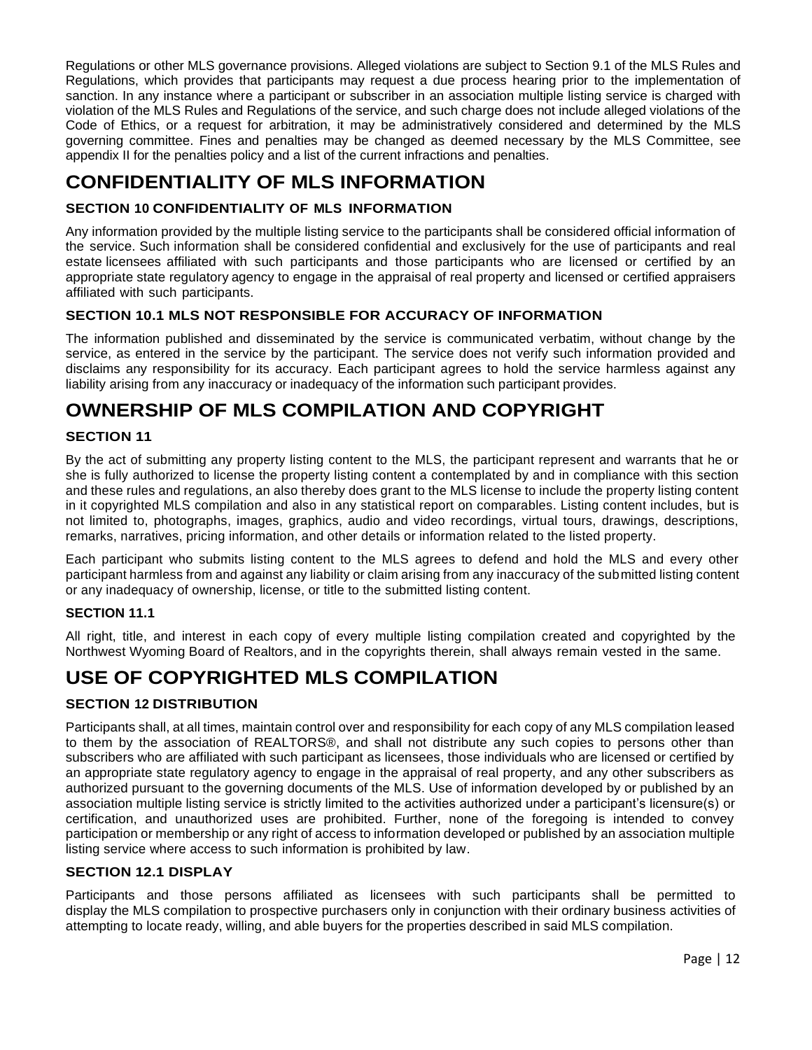Regulations or other MLS governance provisions. Alleged violations are subject to Section 9.1 of the MLS Rules and Regulations, which provides that participants may request a due process hearing prior to the implementation of sanction. In any instance where a participant or subscriber in an association multiple listing service is charged with violation of the MLS Rules and Regulations of the service, and such charge does not include alleged violations of the Code of Ethics, or a request for arbitration, it may be administratively considered and determined by the MLS governing committee. Fines and penalties may be changed as deemed necessary by the MLS Committee, see appendix II for the penalties policy and a list of the current infractions and penalties.

# CONFIDENTIALITY OF MLS INFORMATION

### SECTION 10 CONFIDENTIALITY OF MLS INFORMATION

Any information provided by the multiple listing service to the participants shall be considered official information of the service. Such information shall be considered confidential and exclusively for the use of participants and real estate licensees affiliated with such participants and those participants who are licensed or certified by an appropriate state regulatory agency to engage in the appraisal of real property and licensed or certified appraisers affiliated with such participants.

### SECTION 10.1 MLS NOT RESPONSIBLE FOR ACCURACY OF INFORMATION

The information published and disseminated by the service is communicated verbatim, without change by the service, as entered in the service by the participant. The service does not verify such information provided and disclaims any responsibility for its accuracy. Each participant agrees to hold the service harmless against any liability arising from any inaccuracy or inadequacy of the information such participant provides.

# OWNERSHIP OF MLS COMPILATION AND COPYRIGHT

### SECTION 11

By the act of submitting any property listing content to the MLS, the participant represent and warrants that he or she is fully authorized to license the property listing content a contemplated by and in compliance with this section and these rules and regulations, an also thereby does grant to the MLS license to include the property listing content in it copyrighted MLS compilation and also in any statistical report on comparables. Listing content includes, but is not limited to, photographs, images, graphics, audio and video recordings, virtual tours, drawings, descriptions, remarks, narratives, pricing information, and other details or information related to the listed property.

Each participant who submits listing content to the MLS agrees to defend and hold the MLS and every other participant harmless from and against any liability or claim arising from any inaccuracy of the submitted listing content or any inadequacy of ownership, license, or title to the submitted listing content.

### SECTION 11.1

All right, title, and interest in each copy of every multiple listing compilation created and copyrighted by the Northwest Wyoming Board of Realtors, and in the copyrights therein, shall always remain vested in the same.

# USE OF COPYRIGHTED MLS COMPILATION

### SECTION 12 DISTRIBUTION

Participants shall, at all times, maintain control over and responsibility for each copy of any MLS compilation leased to them by the association of REALTORS®, and shall not distribute any such copies to persons other than subscribers who are affiliated with such participant as licensees, those individuals who are licensed or certified by an appropriate state regulatory agency to engage in the appraisal of real property, and any other subscribers as authorized pursuant to the governing documents of the MLS. Use of information developed by or published by an association multiple listing service is strictly limited to the activities authorized under a participant's licensure(s) or certification, and unauthorized uses are prohibited. Further, none of the foregoing is intended to convey participation or membership or any right of access to information developed or published by an association multiple listing service where access to such information is prohibited by law.

### SECTION 12.1 DISPLAY

Participants and those persons affiliated as licensees with such participants shall be permitted to display the MLS compilation to prospective purchasers only in conjunction with their ordinary business activities of attempting to locate ready, willing, and able buyers for the properties described in said MLS compilation.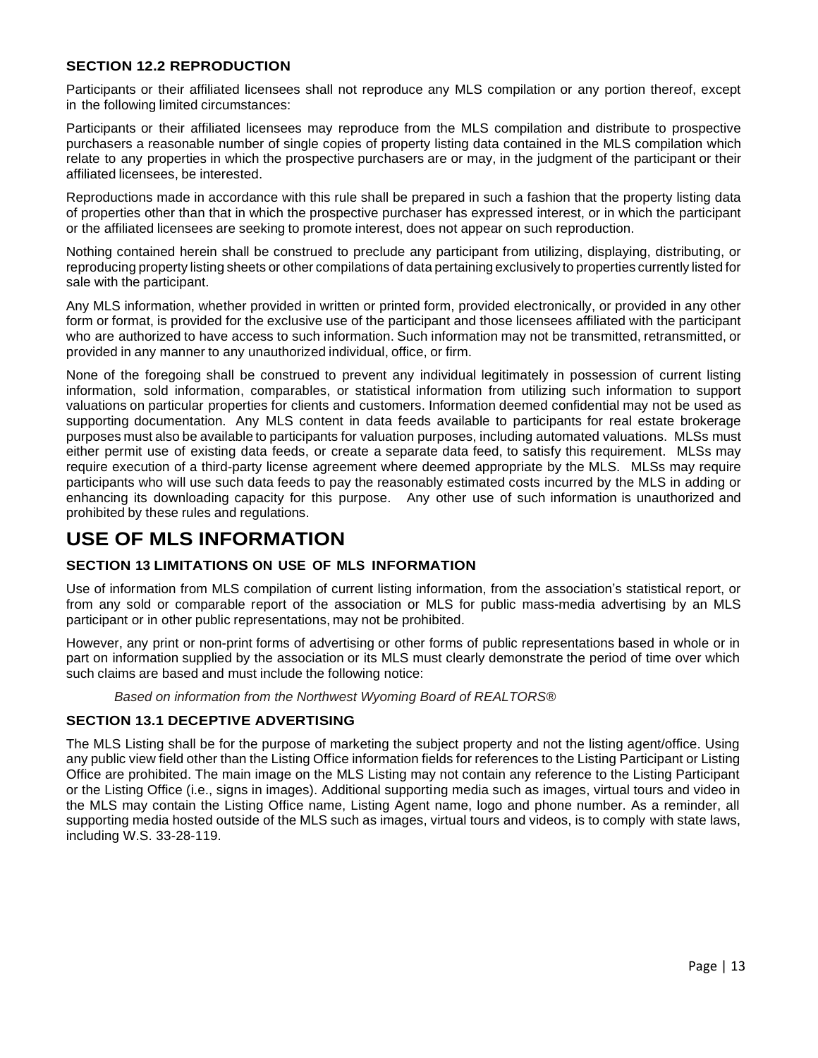### SECTION 12.2 REPRODUCTION

Participants or their affiliated licensees shall not reproduce any MLS compilation or any portion thereof, except in the following limited circumstances:

Participants or their affiliated licensees may reproduce from the MLS compilation and distribute to prospective purchasers a reasonable number of single copies of property listing data contained in the MLS compilation which relate to any properties in which the prospective purchasers are or may, in the judgment of the participant or their affiliated licensees, be interested.

Reproductions made in accordance with this rule shall be prepared in such a fashion that the property listing data of properties other than that in which the prospective purchaser has expressed interest, or in which the participant or the affiliated licensees are seeking to promote interest, does not appear on such reproduction.

Nothing contained herein shall be construed to preclude any participant from utilizing, displaying, distributing, or reproducing property listing sheets or other compilations of data pertaining exclusively to properties currently listed for sale with the participant.

Any MLS information, whether provided in written or printed form, provided electronically, or provided in any other form or format, is provided for the exclusive use of the participant and those licensees affiliated with the participant who are authorized to have access to such information. Such information may not be transmitted, retransmitted, or provided in any manner to any unauthorized individual, office, or firm.

None of the foregoing shall be construed to prevent any individual legitimately in possession of current listing information, sold information, comparables, or statistical information from utilizing such information to support valuations on particular properties for clients and customers. Information deemed confidential may not be used as supporting documentation. Any MLS content in data feeds available to participants for real estate brokerage purposes must also be available to participants for valuation purposes, including automated valuations. MLSs must either permit use of existing data feeds, or create a separate data feed, to satisfy this requirement. MLSs may require execution of a third-party license agreement where deemed appropriate by the MLS. MLSs may require participants who will use such data feeds to pay the reasonably estimated costs incurred by the MLS in adding or enhancing its downloading capacity for this purpose. Any other use of such information is unauthorized and prohibited by these rules and regulations.

# USE OF MLS INFORMATION

### SECTION 13 LIMITATIONS ON USE OF MLS INFORMATION

Use of information from MLS compilation of current listing information, from the association's statistical report, or from any sold or comparable report of the association or MLS for public mass-media advertising by an MLS participant or in other public representations, may not be prohibited.

However, any print or non-print forms of advertising or other forms of public representations based in whole or in part on information supplied by the association or its MLS must clearly demonstrate the period of time over which such claims are based and must include the following notice:

*Based on information from the Northwest Wyoming Board of REALTORS®*

### SECTION 13.1 DECEPTIVE ADVERTISING

The MLS Listing shall be for the purpose of marketing the subject property and not the listing agent/office. Using any public view field other than the Listing Office information fields for references to the Listing Participant or Listing Office are prohibited. The main image on the MLS Listing may not contain any reference to the Listing Participant or the Listing Office (i.e., signs in images). Additional supporting media such as images, virtual tours and video in the MLS may contain the Listing Office name, Listing Agent name, logo and phone number. As a reminder, all supporting media hosted outside of the MLS such as images, virtual tours and videos, is to comply with state laws, including W.S. 33-28-119.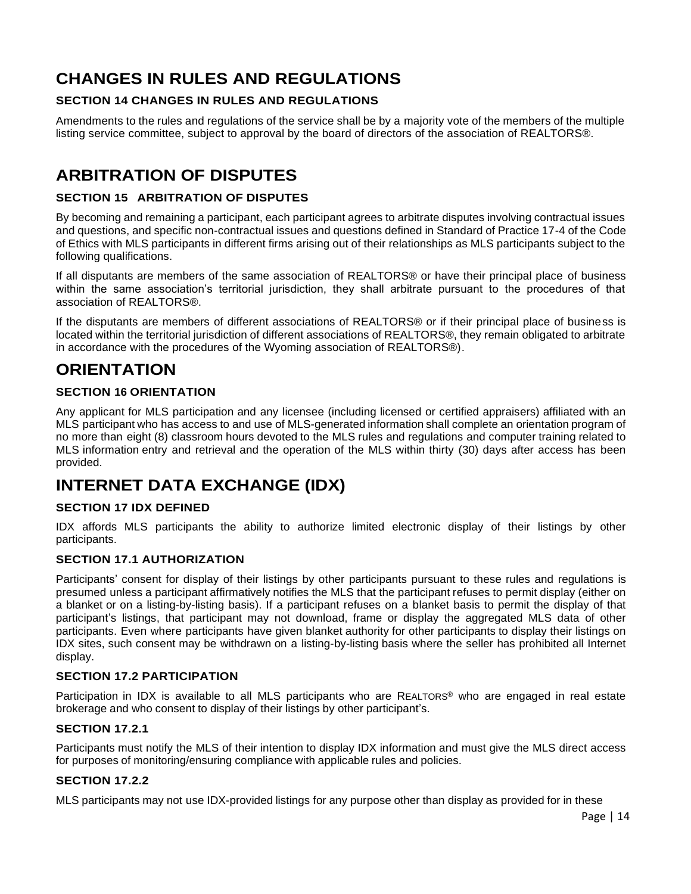# CHANGES IN RULES AND REGULATIONS

### SECTION 14 CHANGES IN RULES AND REGULATIONS

Amendments to the rules and regulations of the service shall be by a majority vote of the members of the multiple listing service committee, subject to approval by the board of directors of the association of REALTORS®.

# ARBITRATION OF DISPUTES

### SECTION 15 ARBITRATION OF DISPUTES

By becoming and remaining a participant, each participant agrees to arbitrate disputes involving contractual issues and questions, and specific non-contractual issues and questions defined in Standard of Practice 17-4 of the Code of Ethics with MLS participants in different firms arising out of their relationships as MLS participants subject to the following qualifications.

If all disputants are members of the same association of REALTORS® or have their principal place of business within the same association's territorial jurisdiction, they shall arbitrate pursuant to the procedures of that association of REALTORS®.

If the disputants are members of different associations of REALTORS® or if their principal place of business is located within the territorial jurisdiction of different associations of REALTORS®, they remain obligated to arbitrate in accordance with the procedures of the Wyoming association of REALTORS®).

# ORIENTATION

### SECTION 16 ORIENTATION

Any applicant for MLS participation and any licensee (including licensed or certified appraisers) affiliated with an MLS participant who has access to and use of MLS-generated information shall complete an orientation program of no more than eight (8) classroom hours devoted to the MLS rules and regulations and computer training related to MLS information entry and retrieval and the operation of the MLS within thirty (30) days after access has been provided.

# INTERNET DATA EXCHANGE (IDX)

### SECTION 17 IDX DEFINED

IDX affords MLS participants the ability to authorize limited electronic display of their listings by other participants.

### SECTION 17.1 AUTHORIZATION

Participants' consent for display of their listings by other participants pursuant to these rules and regulations is presumed unless a participant affirmatively notifies the MLS that the participant refuses to permit display (either on a blanket or on a listing-by-listing basis). If a participant refuses on a blanket basis to permit the display of that participant's listings, that participant may not download, frame or display the aggregated MLS data of other participants. Even where participants have given blanket authority for other participants to display their listings on IDX sites, such consent may be withdrawn on a listing-by-listing basis where the seller has prohibited all Internet display.

### SECTION 17.2 PARTICIPATION

Participation in IDX is available to all MLS participants who are REALTORS® who are engaged in real estate brokerage and who consent to display of their listings by other participant's.

### SECTION 17.2.1

Participants must notify the MLS of their intention to display IDX information and must give the MLS direct access for purposes of monitoring/ensuring compliance with applicable rules and policies.

### SECTION 17.2.2

MLS participants may not use IDX-provided listings for any purpose other than display as provided for in these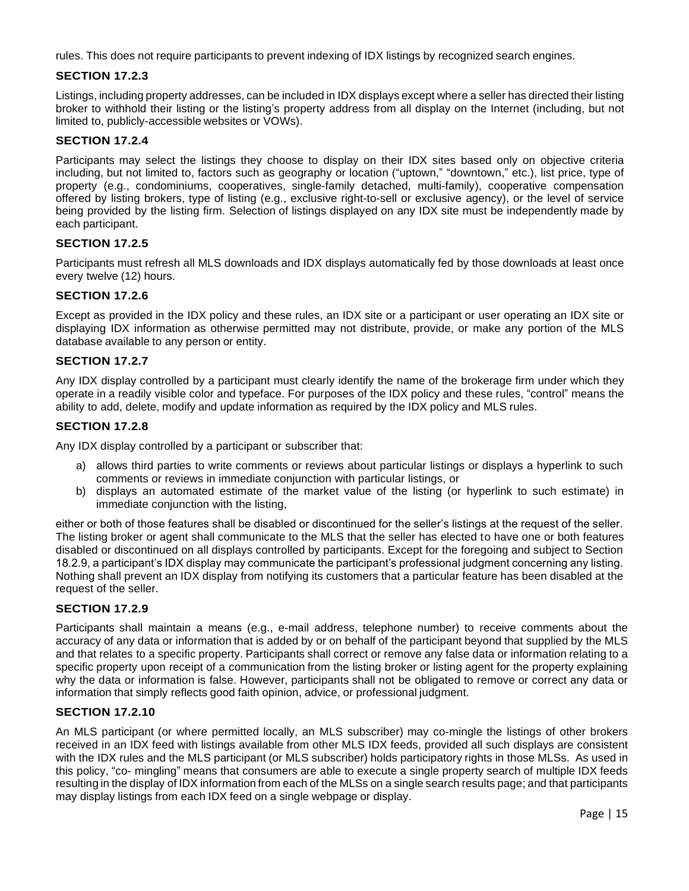rules. This does not require participants to prevent indexing of IDX listings by recognized search engines.

### SECTION 17.2.3

Listings, including property addresses, can be included in IDX displays except where a seller has directed their listing broker to withhold their listing or the listing's property address from all display on the Internet (including, but not limited to, publicly-accessible websites or VOWs).

### SECTION 17.2.4

Participants may select the listings they choose to display on their IDX sites based only on objective criteria including, but not limited to, factors such as geography or location ("uptown," "downtown," etc.), list price, type of property (e.g., condominiums, cooperatives, single-family detached, multi-family), cooperative compensation offered by listing brokers, type of listing (e.g., exclusive right-to-sell or exclusive agency), or the level of service being provided by the listing firm. Selection of listings displayed on any IDX site must be independently made by each participant.

### SECTION 17.2.5

Participants must refresh all MLS downloads and IDX displays automatically fed by those downloads at least once every twelve (12) hours.

### SECTION 17.2.6

Except as provided in the IDX policy and these rules, an IDX site or a participant or user operating an IDX site or displaying IDX information as otherwise permitted may not distribute, provide, or make any portion of the MLS database available to any person or entity.

### SECTION 17.2.7

Any IDX display controlled by a participant must clearly identify the name of the brokerage firm under which they operate in a readily visible color and typeface. For purposes of the IDX policy and these rules, "control" means the ability to add, delete, modify and update information as required by the IDX policy and MLS rules.

### SECTION 17.2.8

Any IDX display controlled by a participant or subscriber that:

a) allows third parties to write comments or reviews about particular listings or displays a hyperlink to such comments or reviews in immediate conjunction with particular listings, or
b) displays an automated estimate of the market value of the listing (or hyperlink to such estimate) in immediate conjunction with the listing,

either or both of those features shall be disabled or discontinued for the seller's listings at the request of the seller. The listing broker or agent shall communicate to the MLS that the seller has elected to have one or both features disabled or discontinued on all displays controlled by participants. Except for the foregoing and subject to Section 18.2.9, a participant's IDX display may communicate the participant's professional judgment concerning any listing. Nothing shall prevent an IDX display from notifying its customers that a particular feature has been disabled at the request of the seller.

### SECTION 17.2.9

Participants shall maintain a means (e.g., e-mail address, telephone number) to receive comments about the accuracy of any data or information that is added by or on behalf of the participant beyond that supplied by the MLS and that relates to a specific property. Participants shall correct or remove any false data or information relating to a specific property upon receipt of a communication from the listing broker or listing agent for the property explaining why the data or information is false. However, participants shall not be obligated to remove or correct any data or information that simply reflects good faith opinion, advice, or professional judgment.

### SECTION 17.2.10

An MLS participant (or where permitted locally, an MLS subscriber) may co-mingle the listings of other brokers received in an IDX feed with listings available from other MLS IDX feeds, provided all such displays are consistent with the IDX rules and the MLS participant (or MLS subscriber) holds participatory rights in those MLSs. As used in this policy, "co- mingling" means that consumers are able to execute a single property search of multiple IDX feeds resulting in the display of IDX information from each of the MLSs on a single search results page; and that participants may display listings from each IDX feed on a single webpage or display.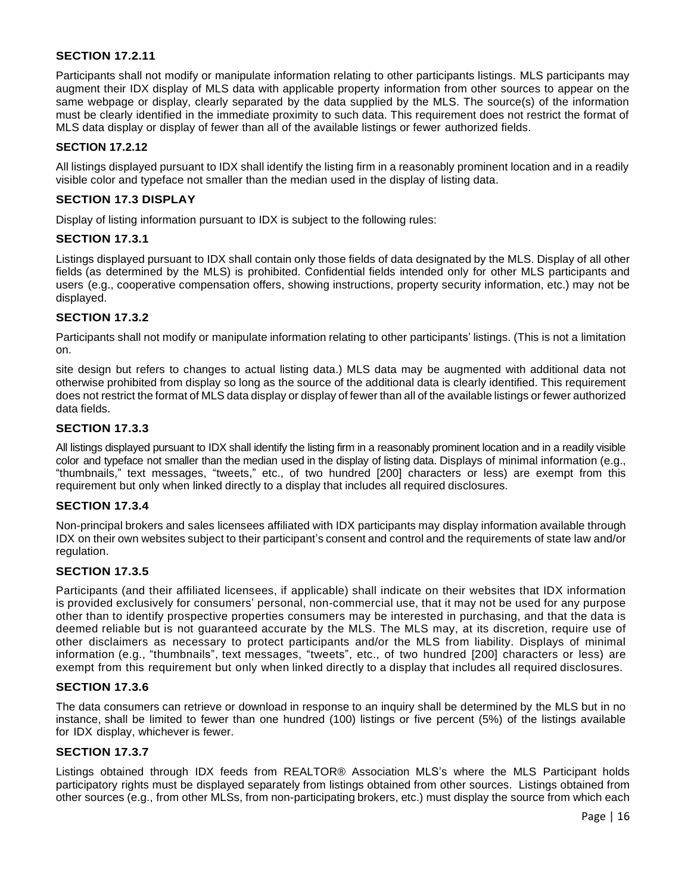### SECTION 17.2.11

Participants shall not modify or manipulate information relating to other participants listings. MLS participants may augment their IDX display of MLS data with applicable property information from other sources to appear on the same webpage or display, clearly separated by the data supplied by the MLS. The source(s) of the information must be clearly identified in the immediate proximity to such data. This requirement does not restrict the format of MLS data display or display of fewer than all of the available listings or fewer authorized fields.

### SECTION 17.2.12

All listings displayed pursuant to IDX shall identify the listing firm in a reasonably prominent location and in a readily visible color and typeface not smaller than the median used in the display of listing data.

### SECTION 17.3 DISPLAY

Display of listing information pursuant to IDX is subject to the following rules:

### SECTION 17.3.1

Listings displayed pursuant to IDX shall contain only those fields of data designated by the MLS. Display of all other fields (as determined by the MLS) is prohibited. Confidential fields intended only for other MLS participants and users (e.g., cooperative compensation offers, showing instructions, property security information, etc.) may not be displayed.

### SECTION 17.3.2

Participants shall not modify or manipulate information relating to other participants' listings. (This is not a limitation on.

site design but refers to changes to actual listing data.) MLS data may be augmented with additional data not otherwise prohibited from display so long as the source of the additional data is clearly identified. This requirement does not restrict the format of MLS data display or display of fewer than all of the available listings or fewer authorized data fields.

### SECTION 17.3.3

All listings displayed pursuant to IDX shall identify the listing firm in a reasonably prominent location and in a readily visible color and typeface not smaller than the median used in the display of listing data. Displays of minimal information (e.g., "thumbnails," text messages, "tweets," etc., of two hundred [200] characters or less) are exempt from this requirement but only when linked directly to a display that includes all required disclosures.

### SECTION 17.3.4

Non-principal brokers and sales licensees affiliated with IDX participants may display information available through IDX on their own websites subject to their participant's consent and control and the requirements of state law and/or regulation.

### SECTION 17.3.5

Participants (and their affiliated licensees, if applicable) shall indicate on their websites that IDX information is provided exclusively for consumers' personal, non-commercial use, that it may not be used for any purpose other than to identify prospective properties consumers may be interested in purchasing, and that the data is deemed reliable but is not guaranteed accurate by the MLS. The MLS may, at its discretion, require use of other disclaimers as necessary to protect participants and/or the MLS from liability. Displays of minimal information (e.g., "thumbnails", text messages, "tweets", etc., of two hundred [200] characters or less) are exempt from this requirement but only when linked directly to a display that includes all required disclosures.

### SECTION 17.3.6

The data consumers can retrieve or download in response to an inquiry shall be determined by the MLS but in no instance, shall be limited to fewer than one hundred (100) listings or five percent (5%) of the listings available for IDX display, whichever is fewer.

### SECTION 17.3.7

Listings obtained through IDX feeds from REALTOR® Association MLS's where the MLS Participant holds participatory rights must be displayed separately from listings obtained from other sources. Listings obtained from other sources (e.g., from other MLSs, from non-participating brokers, etc.) must display the source from which each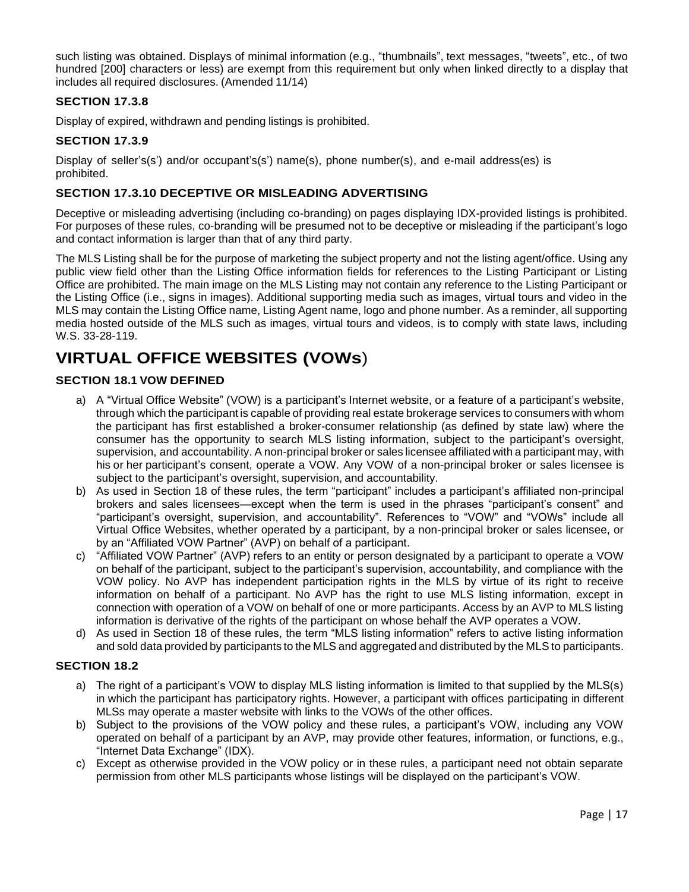such listing was obtained. Displays of minimal information (e.g., "thumbnails", text messages, "tweets", etc., of two hundred [200] characters or less) are exempt from this requirement but only when linked directly to a display that includes all required disclosures. (Amended 11/14)

### SECTION 17.3.8

Display of expired, withdrawn and pending listings is prohibited.

### SECTION 17.3.9

Display of seller's(s') and/or occupant's(s') name(s), phone number(s), and e-mail address(es) is prohibited.

### SECTION 17.3.10 DECEPTIVE OR MISLEADING ADVERTISING

Deceptive or misleading advertising (including co-branding) on pages displaying IDX-provided listings is prohibited. For purposes of these rules, co-branding will be presumed not to be deceptive or misleading if the participant's logo and contact information is larger than that of any third party.

The MLS Listing shall be for the purpose of marketing the subject property and not the listing agent/office. Using any public view field other than the Listing Office information fields for references to the Listing Participant or Listing Office are prohibited. The main image on the MLS Listing may not contain any reference to the Listing Participant or the Listing Office (i.e., signs in images). Additional supporting media such as images, virtual tours and video in the MLS may contain the Listing Office name, Listing Agent name, logo and phone number. As a reminder, all supporting media hosted outside of the MLS such as images, virtual tours and videos, is to comply with state laws, including W.S. 33-28-119.

## VIRTUAL OFFICE WEBSITES (VOWs)

### SECTION 18.1 VOW DEFINED

a) A "Virtual Office Website" (VOW) is a participant's Internet website, or a feature of a participant's website, through which the participant is capable of providing real estate brokerage services to consumers with whom the participant has first established a broker-consumer relationship (as defined by state law) where the consumer has the opportunity to search MLS listing information, subject to the participant's oversight, supervision, and accountability. A non-principal broker or sales licensee affiliated with a participant may, with his or her participant's consent, operate a VOW. Any VOW of a non-principal broker or sales licensee is subject to the participant's oversight, supervision, and accountability.
b) As used in Section 18 of these rules, the term "participant" includes a participant's affiliated non-principal brokers and sales licensees—except when the term is used in the phrases "participant's consent" and "participant's oversight, supervision, and accountability". References to "VOW" and "VOWs" include all Virtual Office Websites, whether operated by a participant, by a non-principal broker or sales licensee, or by an "Affiliated VOW Partner" (AVP) on behalf of a participant.
c) "Affiliated VOW Partner" (AVP) refers to an entity or person designated by a participant to operate a VOW on behalf of the participant, subject to the participant's supervision, accountability, and compliance with the VOW policy. No AVP has independent participation rights in the MLS by virtue of its right to receive information on behalf of a participant. No AVP has the right to use MLS listing information, except in connection with operation of a VOW on behalf of one or more participants. Access by an AVP to MLS listing information is derivative of the rights of the participant on whose behalf the AVP operates a VOW.
d) As used in Section 18 of these rules, the term "MLS listing information" refers to active listing information and sold data provided by participants to the MLS and aggregated and distributed by the MLS to participants.

### SECTION 18.2

a) The right of a participant's VOW to display MLS listing information is limited to that supplied by the MLS(s) in which the participant has participatory rights. However, a participant with offices participating in different MLSs may operate a master website with links to the VOWs of the other offices.
b) Subject to the provisions of the VOW policy and these rules, a participant's VOW, including any VOW operated on behalf of a participant by an AVP, may provide other features, information, or functions, e.g., "Internet Data Exchange" (IDX).
c) Except as otherwise provided in the VOW policy or in these rules, a participant need not obtain separate permission from other MLS participants whose listings will be displayed on the participant's VOW.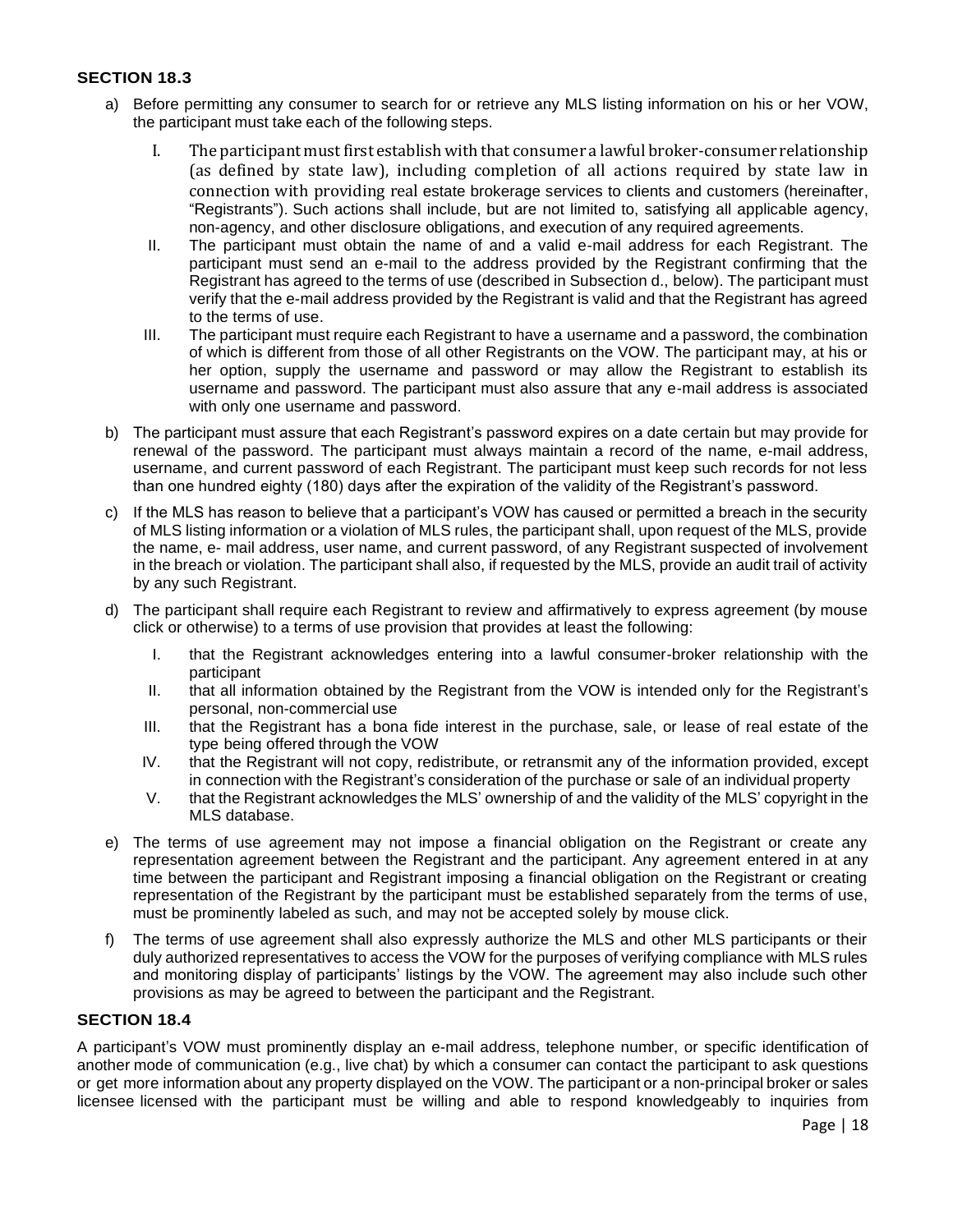### SECTION 18.3

a) Before permitting any consumer to search for or retrieve any MLS listing information on his or her VOW, the participant must take each of the following steps.

   I. The participant must first establish with that consumer a lawful broker-consumer relationship (as defined by state law), including completion of all actions required by state law in connection with providing real estate brokerage services to clients and customers (hereinafter, "Registrants"). Such actions shall include, but are not limited to, satisfying all applicable agency, non-agency, and other disclosure obligations, and execution of any required agreements.

   II. The participant must obtain the name of and a valid e-mail address for each Registrant. The participant must send an e-mail to the address provided by the Registrant confirming that the Registrant has agreed to the terms of use (described in Subsection d., below). The participant must verify that the e-mail address provided by the Registrant is valid and that the Registrant has agreed to the terms of use.

   III. The participant must require each Registrant to have a username and a password, the combination of which is different from those of all other Registrants on the VOW. The participant may, at his or her option, supply the username and password or may allow the Registrant to establish its username and password. The participant must also assure that any e-mail address is associated with only one username and password.

b) The participant must assure that each Registrant's password expires on a date certain but may provide for renewal of the password. The participant must always maintain a record of the name, e-mail address, username, and current password of each Registrant. The participant must keep such records for not less than one hundred eighty (180) days after the expiration of the validity of the Registrant's password.

c) If the MLS has reason to believe that a participant's VOW has caused or permitted a breach in the security of MLS listing information or a violation of MLS rules, the participant shall, upon request of the MLS, provide the name, e- mail address, user name, and current password, of any Registrant suspected of involvement in the breach or violation. The participant shall also, if requested by the MLS, provide an audit trail of activity by any such Registrant.

d) The participant shall require each Registrant to review and affirmatively to express agreement (by mouse click or otherwise) to a terms of use provision that provides at least the following:

   I. that the Registrant acknowledges entering into a lawful consumer-broker relationship with the participant

   II. that all information obtained by the Registrant from the VOW is intended only for the Registrant's personal, non-commercial use

   III. that the Registrant has a bona fide interest in the purchase, sale, or lease of real estate of the type being offered through the VOW

   IV. that the Registrant will not copy, redistribute, or retransmit any of the information provided, except in connection with the Registrant's consideration of the purchase or sale of an individual property

   V. that the Registrant acknowledges the MLS' ownership of and the validity of the MLS' copyright in the MLS database.

e) The terms of use agreement may not impose a financial obligation on the Registrant or create any representation agreement between the Registrant and the participant. Any agreement entered in at any time between the participant and Registrant imposing a financial obligation on the Registrant or creating representation of the Registrant by the participant must be established separately from the terms of use, must be prominently labeled as such, and may not be accepted solely by mouse click.

f) The terms of use agreement shall also expressly authorize the MLS and other MLS participants or their duly authorized representatives to access the VOW for the purposes of verifying compliance with MLS rules and monitoring display of participants' listings by the VOW. The agreement may also include such other provisions as may be agreed to between the participant and the Registrant.

### SECTION 18.4

A participant's VOW must prominently display an e-mail address, telephone number, or specific identification of another mode of communication (e.g., live chat) by which a consumer can contact the participant to ask questions or get more information about any property displayed on the VOW. The participant or a non-principal broker or sales licensee licensed with the participant must be willing and able to respond knowledgeably to inquiries from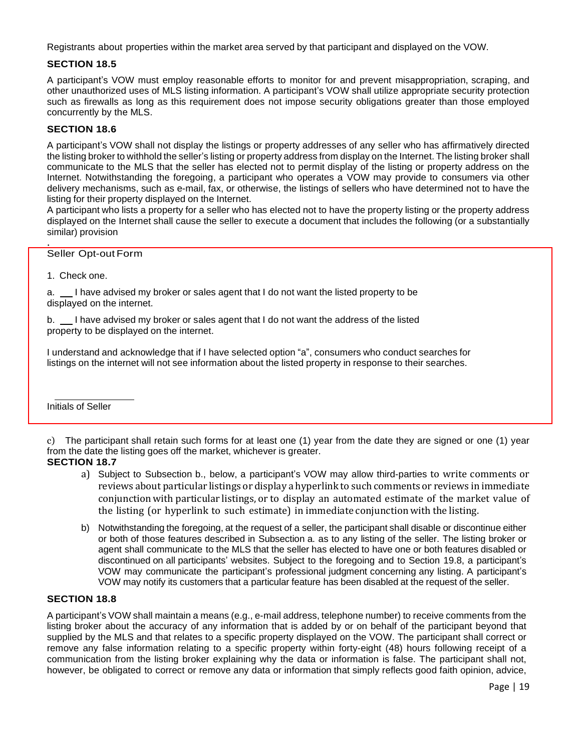Registrants about properties within the market area served by that participant and displayed on the VOW.

### SECTION 18.5

A participant's VOW must employ reasonable efforts to monitor for and prevent misappropriation, scraping, and other unauthorized uses of MLS listing information. A participant's VOW shall utilize appropriate security protection such as firewalls as long as this requirement does not impose security obligations greater than those employed concurrently by the MLS.

### SECTION 18.6

A participant's VOW shall not display the listings or property addresses of any seller who has affirmatively directed the listing broker to withhold the seller's listing or property address from display on the Internet. The listing broker shall communicate to the MLS that the seller has elected not to permit display of the listing or property address on the Internet. Notwithstanding the foregoing, a participant who operates a VOW may provide to consumers via other delivery mechanisms, such as e-mail, fax, or otherwise, the listings of sellers who have determined not to have the listing for their property displayed on the Internet.

A participant who lists a property for a seller who has elected not to have the property listing or the property address displayed on the Internet shall cause the seller to execute a document that includes the following (or a substantially similar) provision

.

Seller Opt-out Form

1. Check one.

a. ___ I have advised my broker or sales agent that I do not want the listed property to be displayed on the internet.

b. ___ I have advised my broker or sales agent that I do not want the address of the listed property to be displayed on the internet.

I understand and acknowledge that if I have selected option "a", consumers who conduct searches for listings on the internet will not see information about the listed property in response to their searches.

_______________

Initials of Seller

c) The participant shall retain such forms for at least one (1) year from the date they are signed or one (1) year from the date the listing goes off the market, whichever is greater.

### SECTION 18.7

a) Subject to Subsection b., below, a participant's VOW may allow third-parties to write comments or reviews about particular listings or display a hyperlink to such comments or reviews in immediate conjunction with particular listings, or to display an automated estimate of the market value of the listing (or hyperlink to such estimate) in immediate conjunction with the listing.

b) Notwithstanding the foregoing, at the request of a seller, the participant shall disable or discontinue either or both of those features described in Subsection a. as to any listing of the seller. The listing broker or agent shall communicate to the MLS that the seller has elected to have one or both features disabled or discontinued on all participants' websites. Subject to the foregoing and to Section 19.8, a participant's VOW may communicate the participant's professional judgment concerning any listing. A participant's VOW may notify its customers that a particular feature has been disabled at the request of the seller.

### SECTION 18.8

A participant's VOW shall maintain a means (e.g., e-mail address, telephone number) to receive comments from the listing broker about the accuracy of any information that is added by or on behalf of the participant beyond that supplied by the MLS and that relates to a specific property displayed on the VOW. The participant shall correct or remove any false information relating to a specific property within forty-eight (48) hours following receipt of a communication from the listing broker explaining why the data or information is false. The participant shall not, however, be obligated to correct or remove any data or information that simply reflects good faith opinion, advice,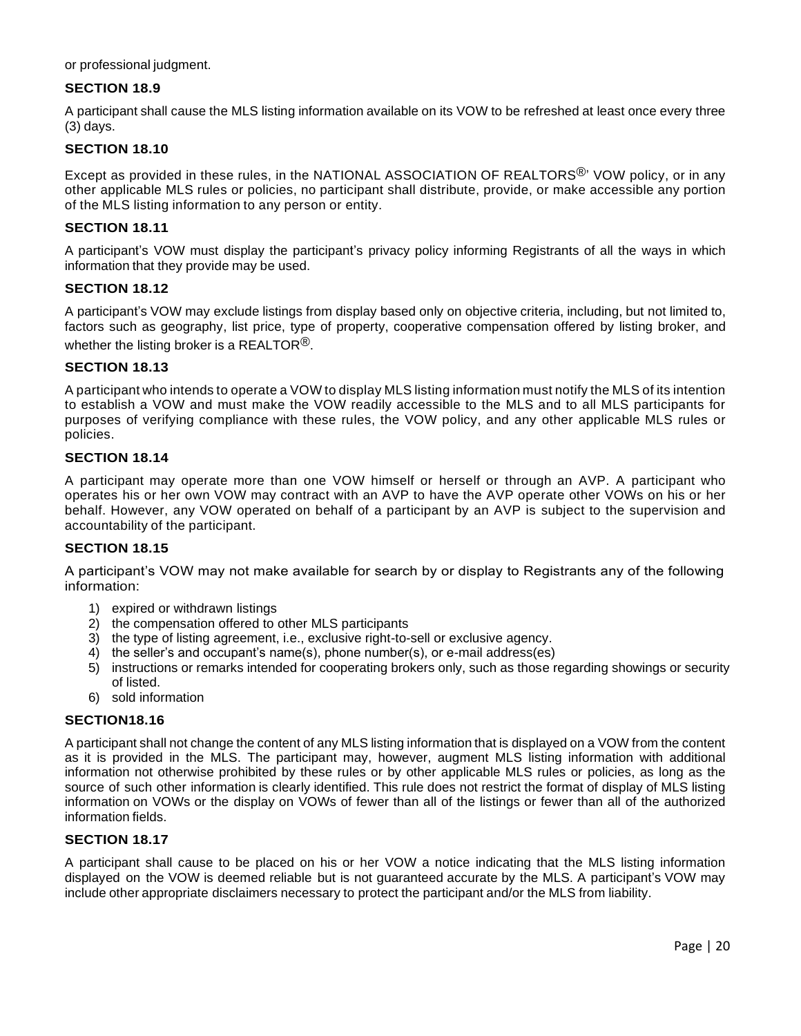or professional judgment.

### SECTION 18.9

A participant shall cause the MLS listing information available on its VOW to be refreshed at least once every three (3) days.

### SECTION 18.10

Except as provided in these rules, in the NATIONAL ASSOCIATION OF REALTORS®' VOW policy, or in any other applicable MLS rules or policies, no participant shall distribute, provide, or make accessible any portion of the MLS listing information to any person or entity.

### SECTION 18.11

A participant's VOW must display the participant's privacy policy informing Registrants of all the ways in which information that they provide may be used.

### SECTION 18.12

A participant's VOW may exclude listings from display based only on objective criteria, including, but not limited to, factors such as geography, list price, type of property, cooperative compensation offered by listing broker, and whether the listing broker is a REALTOR®.

### SECTION 18.13

A participant who intends to operate a VOW to display MLS listing information must notify the MLS of its intention to establish a VOW and must make the VOW readily accessible to the MLS and to all MLS participants for purposes of verifying compliance with these rules, the VOW policy, and any other applicable MLS rules or policies.

### SECTION 18.14

A participant may operate more than one VOW himself or herself or through an AVP. A participant who operates his or her own VOW may contract with an AVP to have the AVP operate other VOWs on his or her behalf. However, any VOW operated on behalf of a participant by an AVP is subject to the supervision and accountability of the participant.

### SECTION 18.15

A participant's VOW may not make available for search by or display to Registrants any of the following information:

1) expired or withdrawn listings
2) the compensation offered to other MLS participants
3) the type of listing agreement, i.e., exclusive right-to-sell or exclusive agency.
4) the seller's and occupant's name(s), phone number(s), or e-mail address(es)
5) instructions or remarks intended for cooperating brokers only, such as those regarding showings or security of listed.
6) sold information

### SECTION18.16

A participant shall not change the content of any MLS listing information that is displayed on a VOW from the content as it is provided in the MLS. The participant may, however, augment MLS listing information with additional information not otherwise prohibited by these rules or by other applicable MLS rules or policies, as long as the source of such other information is clearly identified. This rule does not restrict the format of display of MLS listing information on VOWs or the display on VOWs of fewer than all of the listings or fewer than all of the authorized information fields.

### SECTION 18.17

A participant shall cause to be placed on his or her VOW a notice indicating that the MLS listing information displayed on the VOW is deemed reliable but is not guaranteed accurate by the MLS. A participant's VOW may include other appropriate disclaimers necessary to protect the participant and/or the MLS from liability.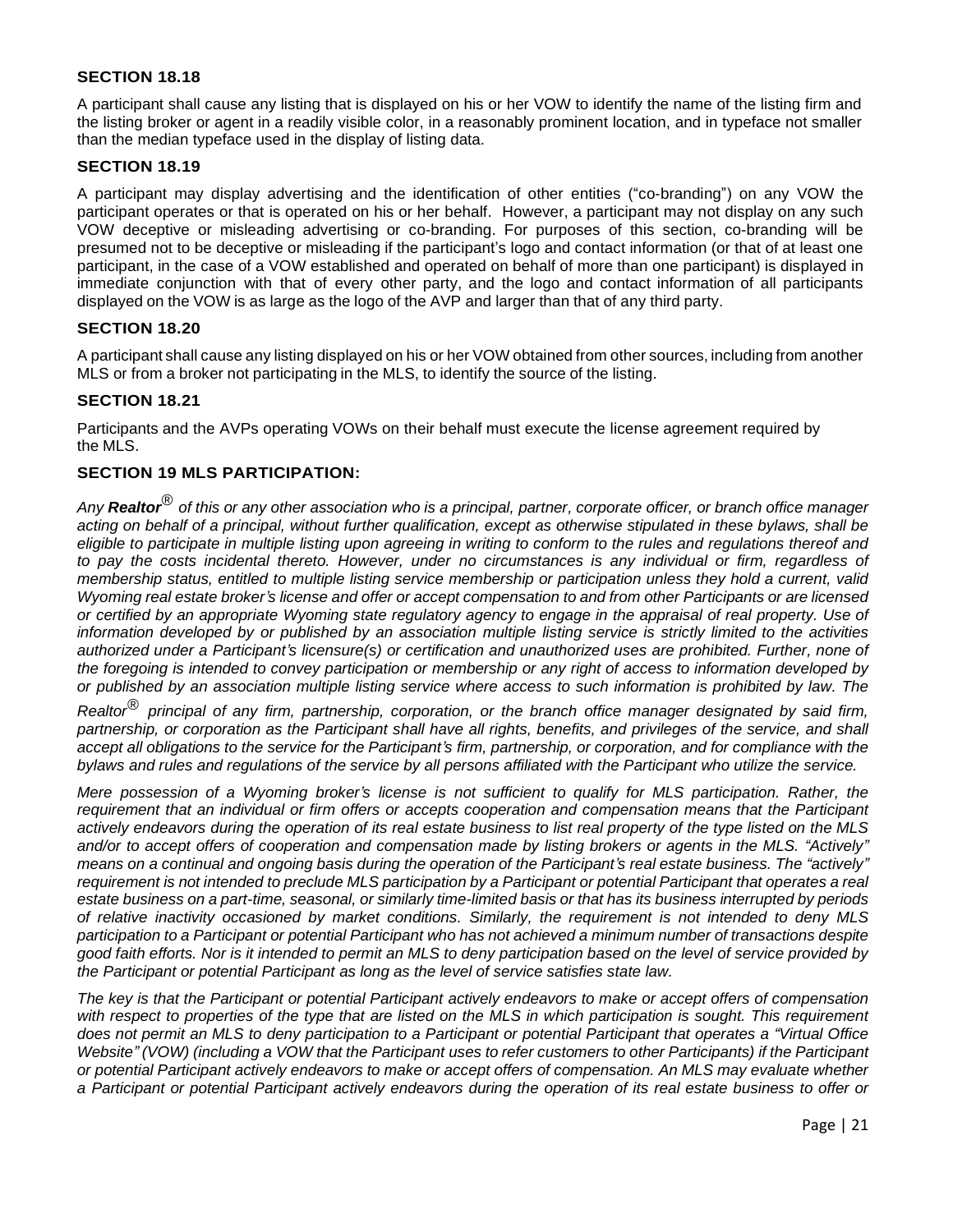### SECTION 18.18

A participant shall cause any listing that is displayed on his or her VOW to identify the name of the listing firm and the listing broker or agent in a readily visible color, in a reasonably prominent location, and in typeface not smaller than the median typeface used in the display of listing data.

### SECTION 18.19

A participant may display advertising and the identification of other entities ("co-branding") on any VOW the participant operates or that is operated on his or her behalf. However, a participant may not display on any such VOW deceptive or misleading advertising or co-branding. For purposes of this section, co-branding will be presumed not to be deceptive or misleading if the participant's logo and contact information (or that of at least one participant, in the case of a VOW established and operated on behalf of more than one participant) is displayed in immediate conjunction with that of every other party, and the logo and contact information of all participants displayed on the VOW is as large as the logo of the AVP and larger than that of any third party.

### SECTION 18.20

A participant shall cause any listing displayed on his or her VOW obtained from other sources, including from another MLS or from a broker not participating in the MLS, to identify the source of the listing.

### SECTION 18.21

Participants and the AVPs operating VOWs on their behalf must execute the license agreement required by the MLS.

### SECTION 19 MLS PARTICIPATION:

*Any **Realtor**® of this or any other association who is a principal, partner, corporate officer, or branch office manager acting on behalf of a principal, without further qualification, except as otherwise stipulated in these bylaws, shall be eligible to participate in multiple listing upon agreeing in writing to conform to the rules and regulations thereof and to pay the costs incidental thereto. However, under no circumstances is any individual or firm, regardless of membership status, entitled to multiple listing service membership or participation unless they hold a current, valid Wyoming real estate broker's license and offer or accept compensation to and from other Participants or are licensed or certified by an appropriate Wyoming state regulatory agency to engage in the appraisal of real property. Use of information developed by or published by an association multiple listing service is strictly limited to the activities authorized under a Participant's licensure(s) or certification and unauthorized uses are prohibited. Further, none of the foregoing is intended to convey participation or membership or any right of access to information developed by or published by an association multiple listing service where access to such information is prohibited by law. The Realtor® principal of any firm, partnership, corporation, or the branch office manager designated by said firm, partnership, or corporation as the Participant shall have all rights, benefits, and privileges of the service, and shall accept all obligations to the service for the Participant's firm, partnership, or corporation, and for compliance with the bylaws and rules and regulations of the service by all persons affiliated with the Participant who utilize the service.*

*Mere possession of a Wyoming broker's license is not sufficient to qualify for MLS participation. Rather, the requirement that an individual or firm offers or accepts cooperation and compensation means that the Participant actively endeavors during the operation of its real estate business to list real property of the type listed on the MLS and/or to accept offers of cooperation and compensation made by listing brokers or agents in the MLS. "Actively" means on a continual and ongoing basis during the operation of the Participant's real estate business. The "actively" requirement is not intended to preclude MLS participation by a Participant or potential Participant that operates a real estate business on a part-time, seasonal, or similarly time-limited basis or that has its business interrupted by periods of relative inactivity occasioned by market conditions. Similarly, the requirement is not intended to deny MLS participation to a Participant or potential Participant who has not achieved a minimum number of transactions despite good faith efforts. Nor is it intended to permit an MLS to deny participation based on the level of service provided by the Participant or potential Participant as long as the level of service satisfies state law.*

*The key is that the Participant or potential Participant actively endeavors to make or accept offers of compensation with respect to properties of the type that are listed on the MLS in which participation is sought. This requirement does not permit an MLS to deny participation to a Participant or potential Participant that operates a "Virtual Office Website" (VOW) (including a VOW that the Participant uses to refer customers to other Participants) if the Participant or potential Participant actively endeavors to make or accept offers of compensation. An MLS may evaluate whether a Participant or potential Participant actively endeavors during the operation of its real estate business to offer or*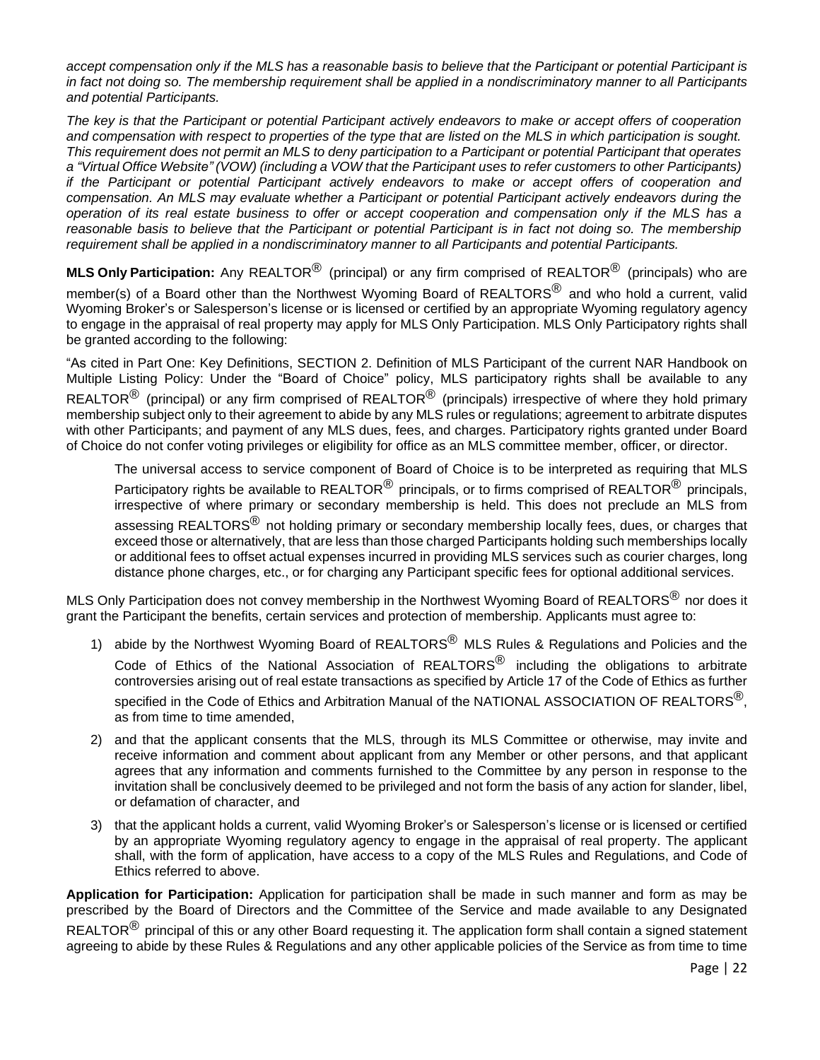*accept compensation only if the MLS has a reasonable basis to believe that the Participant or potential Participant is in fact not doing so. The membership requirement shall be applied in a nondiscriminatory manner to all Participants and potential Participants.*

*The key is that the Participant or potential Participant actively endeavors to make or accept offers of cooperation and compensation with respect to properties of the type that are listed on the MLS in which participation is sought. This requirement does not permit an MLS to deny participation to a Participant or potential Participant that operates a "Virtual Office Website" (VOW) (including a VOW that the Participant uses to refer customers to other Participants) if the Participant or potential Participant actively endeavors to make or accept offers of cooperation and compensation. An MLS may evaluate whether a Participant or potential Participant actively endeavors during the operation of its real estate business to offer or accept cooperation and compensation only if the MLS has a reasonable basis to believe that the Participant or potential Participant is in fact not doing so. The membership requirement shall be applied in a nondiscriminatory manner to all Participants and potential Participants.*

**MLS Only Participation:** Any REALTOR® (principal) or any firm comprised of REALTOR® (principals) who are member(s) of a Board other than the Northwest Wyoming Board of REALTORS® and who hold a current, valid Wyoming Broker's or Salesperson's license or is licensed or certified by an appropriate Wyoming regulatory agency to engage in the appraisal of real property may apply for MLS Only Participation. MLS Only Participatory rights shall be granted according to the following:

"As cited in Part One: Key Definitions, SECTION 2. Definition of MLS Participant of the current NAR Handbook on Multiple Listing Policy: Under the "Board of Choice" policy, MLS participatory rights shall be available to any REALTOR® (principal) or any firm comprised of REALTOR® (principals) irrespective of where they hold primary membership subject only to their agreement to abide by any MLS rules or regulations; agreement to arbitrate disputes with other Participants; and payment of any MLS dues, fees, and charges. Participatory rights granted under Board of Choice do not confer voting privileges or eligibility for office as an MLS committee member, officer, or director.

> The universal access to service component of Board of Choice is to be interpreted as requiring that MLS Participatory rights be available to REALTOR® principals, or to firms comprised of REALTOR® principals, irrespective of where primary or secondary membership is held. This does not preclude an MLS from assessing REALTORS® not holding primary or secondary membership locally fees, dues, or charges that exceed those or alternatively, that are less than those charged Participants holding such memberships locally or additional fees to offset actual expenses incurred in providing MLS services such as courier charges, long distance phone charges, etc., or for charging any Participant specific fees for optional additional services.

MLS Only Participation does not convey membership in the Northwest Wyoming Board of REALTORS® nor does it grant the Participant the benefits, certain services and protection of membership. Applicants must agree to:

1) abide by the Northwest Wyoming Board of REALTORS® MLS Rules & Regulations and Policies and the Code of Ethics of the National Association of REALTORS® including the obligations to arbitrate controversies arising out of real estate transactions as specified by Article 17 of the Code of Ethics as further specified in the Code of Ethics and Arbitration Manual of the NATIONAL ASSOCIATION OF REALTORS®, as from time to time amended,
2) and that the applicant consents that the MLS, through its MLS Committee or otherwise, may invite and receive information and comment about applicant from any Member or other persons, and that applicant agrees that any information and comments furnished to the Committee by any person in response to the invitation shall be conclusively deemed to be privileged and not form the basis of any action for slander, libel, or defamation of character, and
3) that the applicant holds a current, valid Wyoming Broker's or Salesperson's license or is licensed or certified by an appropriate Wyoming regulatory agency to engage in the appraisal of real property. The applicant shall, with the form of application, have access to a copy of the MLS Rules and Regulations, and Code of Ethics referred to above.

**Application for Participation:** Application for participation shall be made in such manner and form as may be prescribed by the Board of Directors and the Committee of the Service and made available to any Designated REALTOR® principal of this or any other Board requesting it. The application form shall contain a signed statement agreeing to abide by these Rules & Regulations and any other applicable policies of the Service as from time to time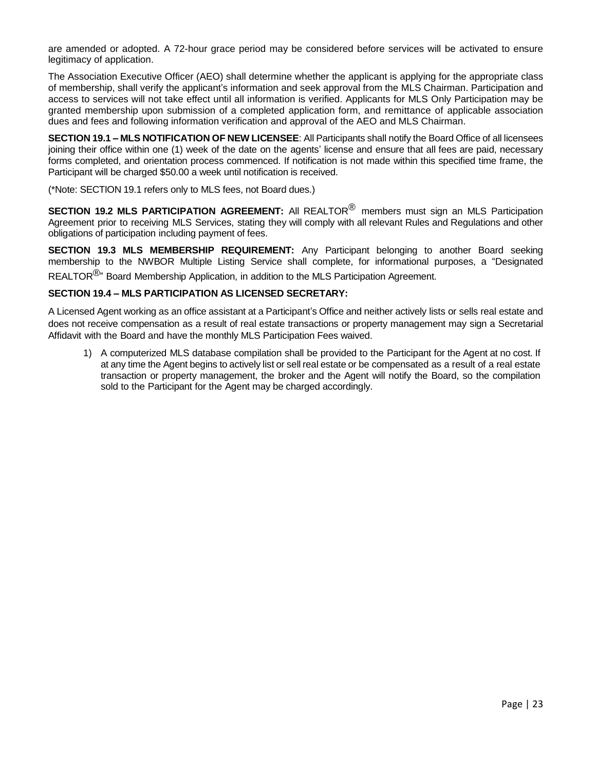are amended or adopted. A 72-hour grace period may be considered before services will be activated to ensure legitimacy of application.

The Association Executive Officer (AEO) shall determine whether the applicant is applying for the appropriate class of membership, shall verify the applicant's information and seek approval from the MLS Chairman. Participation and access to services will not take effect until all information is verified. Applicants for MLS Only Participation may be granted membership upon submission of a completed application form, and remittance of applicable association dues and fees and following information verification and approval of the AEO and MLS Chairman.

**SECTION 19.1 – MLS NOTIFICATION OF NEW LICENSEE**: All Participants shall notify the Board Office of all licensees joining their office within one (1) week of the date on the agents' license and ensure that all fees are paid, necessary forms completed, and orientation process commenced. If notification is not made within this specified time frame, the Participant will be charged $50.00 a week until notification is received.

(*Note: SECTION 19.1 refers only to MLS fees, not Board dues.)

**SECTION 19.2 MLS PARTICIPATION AGREEMENT:** All REALTOR® members must sign an MLS Participation Agreement prior to receiving MLS Services, stating they will comply with all relevant Rules and Regulations and other obligations of participation including payment of fees.

**SECTION 19.3 MLS MEMBERSHIP REQUIREMENT:** Any Participant belonging to another Board seeking membership to the NWBOR Multiple Listing Service shall complete, for informational purposes, a "Designated REALTOR®" Board Membership Application, in addition to the MLS Participation Agreement.

**SECTION 19.4 – MLS PARTICIPATION AS LICENSED SECRETARY:**

A Licensed Agent working as an office assistant at a Participant's Office and neither actively lists or sells real estate and does not receive compensation as a result of real estate transactions or property management may sign a Secretarial Affidavit with the Board and have the monthly MLS Participation Fees waived.

1) A computerized MLS database compilation shall be provided to the Participant for the Agent at no cost. If at any time the Agent begins to actively list or sell real estate or be compensated as a result of a real estate transaction or property management, the broker and the Agent will notify the Board, so the compilation sold to the Participant for the Agent may be charged accordingly.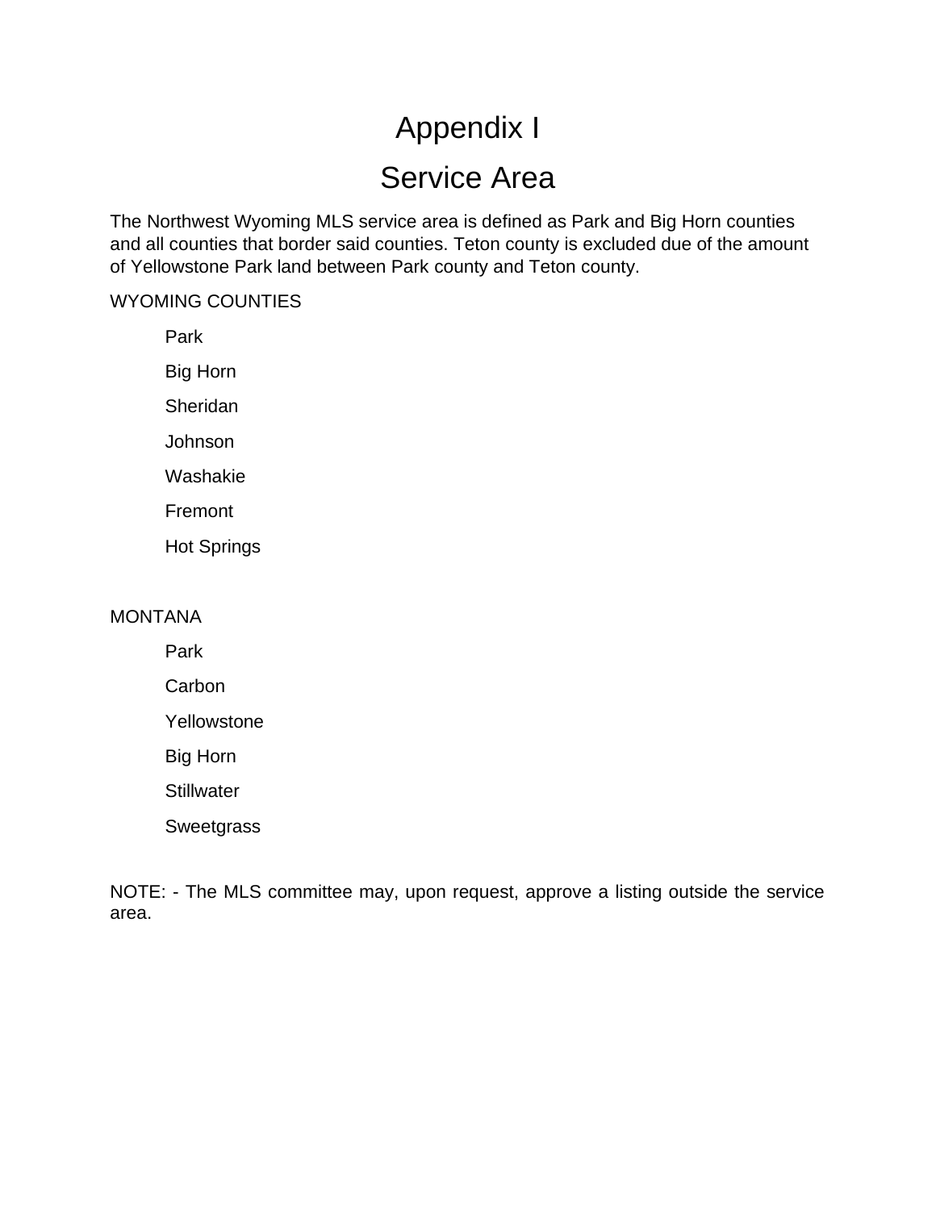# Appendix I

# Service Area

The Northwest Wyoming MLS service area is defined as Park and Big Horn counties and all counties that border said counties. Teton county is excluded due of the amount of Yellowstone Park land between Park county and Teton county.

WYOMING COUNTIES

- Park
- Big Horn
- Sheridan
- Johnson
- Washakie
- Fremont
- Hot Springs

MONTANA

- Park
- Carbon
- Yellowstone
- Big Horn
- Stillwater
- Sweetgrass

NOTE: - The MLS committee may, upon request, approve a listing outside the service area.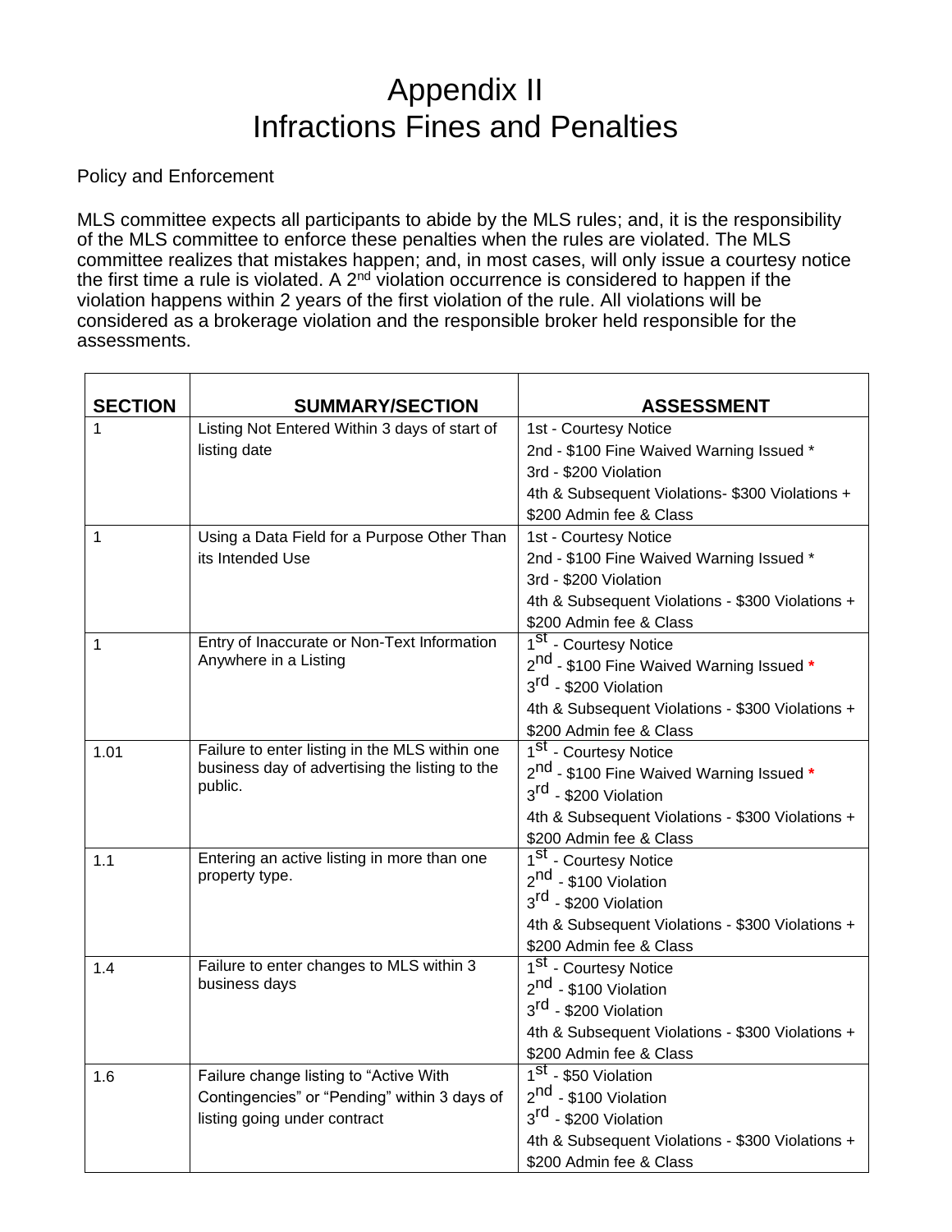# Appendix II
# Infractions Fines and Penalties

Policy and Enforcement

MLS committee expects all participants to abide by the MLS rules; and, it is the responsibility of the MLS committee to enforce these penalties when the rules are violated. The MLS committee realizes that mistakes happen; and, in most cases, will only issue a courtesy notice the first time a rule is violated. A 2nd violation occurrence is considered to happen if the violation happens within 2 years of the first violation of the rule. All violations will be considered as a brokerage violation and the responsible broker held responsible for the assessments.

| SECTION | SUMMARY/SECTION | ASSESSMENT |
|---|---|---|
| 1 | Listing Not Entered Within 3 days of start of listing date | 1st - Courtesy Notice<br>2nd - $100 Fine Waived Warning Issued *<br>3rd - $200 Violation<br>4th & Subsequent Violations- $300 Violations + $200 Admin fee & Class |
| 1 | Using a Data Field for a Purpose Other Than its Intended Use | 1st - Courtesy Notice<br>2nd - $100 Fine Waived Warning Issued *<br>3rd - $200 Violation<br>4th & Subsequent Violations - $300 Violations + $200 Admin fee & Class |
| 1 | Entry of Inaccurate or Non-Text Information Anywhere in a Listing | 1st - Courtesy Notice<br>2nd - $100 Fine Waived Warning Issued *<br>3rd - $200 Violation<br>4th & Subsequent Violations - $300 Violations + $200 Admin fee & Class |
| 1.01 | Failure to enter listing in the MLS within one business day of advertising the listing to the public. | 1st - Courtesy Notice<br>2nd - $100 Fine Waived Warning Issued *<br>3rd - $200 Violation<br>4th & Subsequent Violations - $300 Violations + $200 Admin fee & Class |
| 1.1 | Entering an active listing in more than one property type. | 1st - Courtesy Notice<br>2nd - $100 Violation<br>3rd - $200 Violation<br>4th & Subsequent Violations - $300 Violations + $200 Admin fee & Class |
| 1.4 | Failure to enter changes to MLS within 3 business days | 1st - Courtesy Notice<br>2nd - $100 Violation<br>3rd - $200 Violation<br>4th & Subsequent Violations - $300 Violations + $200 Admin fee & Class |
| 1.6 | Failure change listing to "Active With Contingencies" or "Pending" within 3 days of listing going under contract | 1st - $50 Violation<br>2nd - $100 Violation<br>3rd - $200 Violation<br>4th & Subsequent Violations - $300 Violations + $200 Admin fee & Class |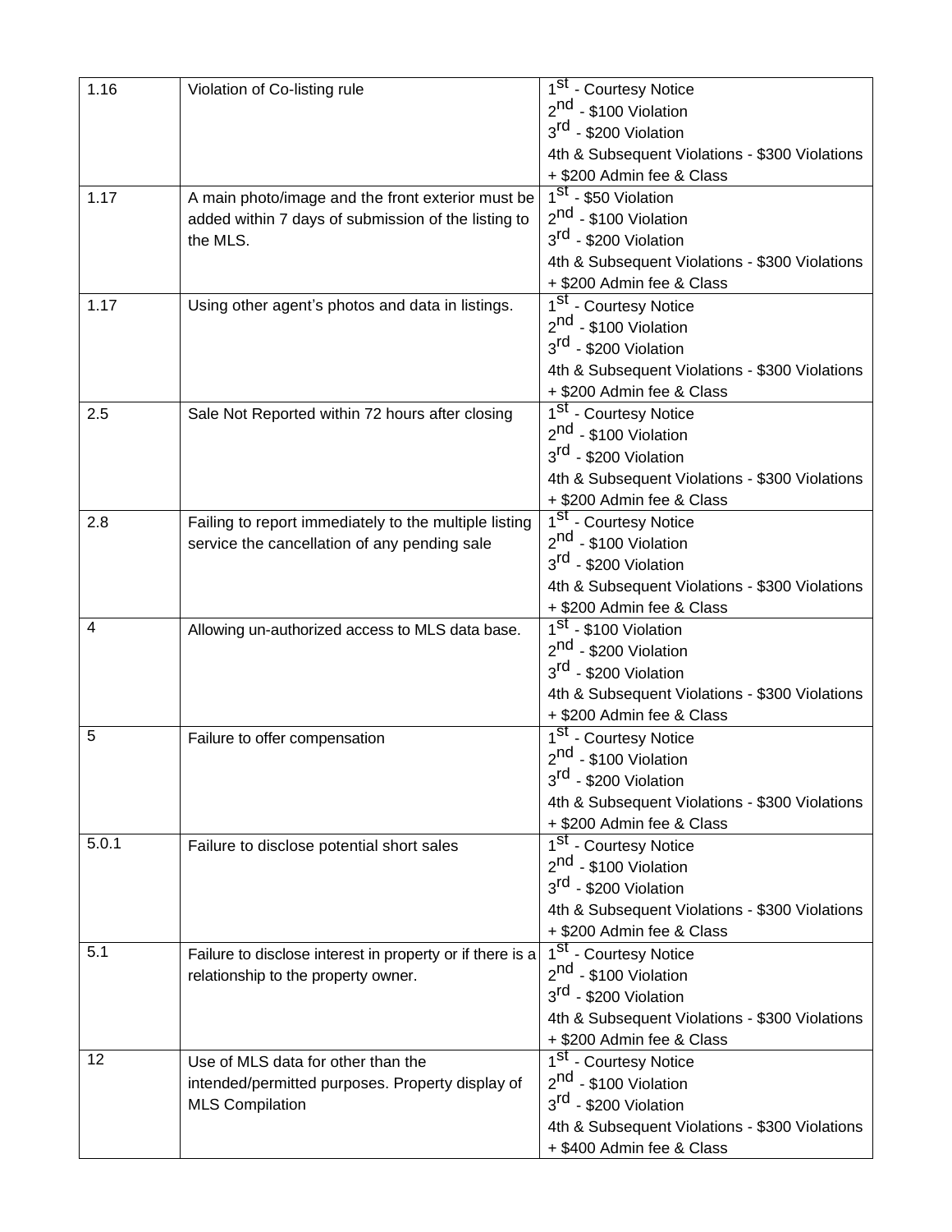| | | |
|---|---|---|
| 1.16 | Violation of Co-listing rule | 1st - Courtesy Notice<br>2nd - $100 Violation<br>3rd - $200 Violation<br>4th & Subsequent Violations - $300 Violations + $200 Admin fee & Class |
| 1.17 | A main photo/image and the front exterior must be added within 7 days of submission of the listing to the MLS. | 1st - $50 Violation<br>2nd - $100 Violation<br>3rd - $200 Violation<br>4th & Subsequent Violations - $300 Violations + $200 Admin fee & Class |
| 1.17 | Using other agent's photos and data in listings. | 1st - Courtesy Notice<br>2nd - $100 Violation<br>3rd - $200 Violation<br>4th & Subsequent Violations - $300 Violations + $200 Admin fee & Class |
| 2.5 | Sale Not Reported within 72 hours after closing | 1st - Courtesy Notice<br>2nd - $100 Violation<br>3rd - $200 Violation<br>4th & Subsequent Violations - $300 Violations + $200 Admin fee & Class |
| 2.8 | Failing to report immediately to the multiple listing service the cancellation of any pending sale | 1st - Courtesy Notice<br>2nd - $100 Violation<br>3rd - $200 Violation<br>4th & Subsequent Violations - $300 Violations + $200 Admin fee & Class |
| 4 | Allowing un-authorized access to MLS data base. | 1st - $100 Violation<br>2nd - $200 Violation<br>3rd - $200 Violation<br>4th & Subsequent Violations - $300 Violations + $200 Admin fee & Class |
| 5 | Failure to offer compensation | 1st - Courtesy Notice<br>2nd - $100 Violation<br>3rd - $200 Violation<br>4th & Subsequent Violations - $300 Violations + $200 Admin fee & Class |
| 5.0.1 | Failure to disclose potential short sales | 1st - Courtesy Notice<br>2nd - $100 Violation<br>3rd - $200 Violation<br>4th & Subsequent Violations - $300 Violations + $200 Admin fee & Class |
| 5.1 | Failure to disclose interest in property or if there is a relationship to the property owner. | 1st - Courtesy Notice<br>2nd - $100 Violation<br>3rd - $200 Violation<br>4th & Subsequent Violations - $300 Violations + $200 Admin fee & Class |
| 12 | Use of MLS data for other than the intended/permitted purposes. Property display of MLS Compilation | 1st - Courtesy Notice<br>2nd - $100 Violation<br>3rd - $200 Violation<br>4th & Subsequent Violations - $300 Violations + $400 Admin fee & Class |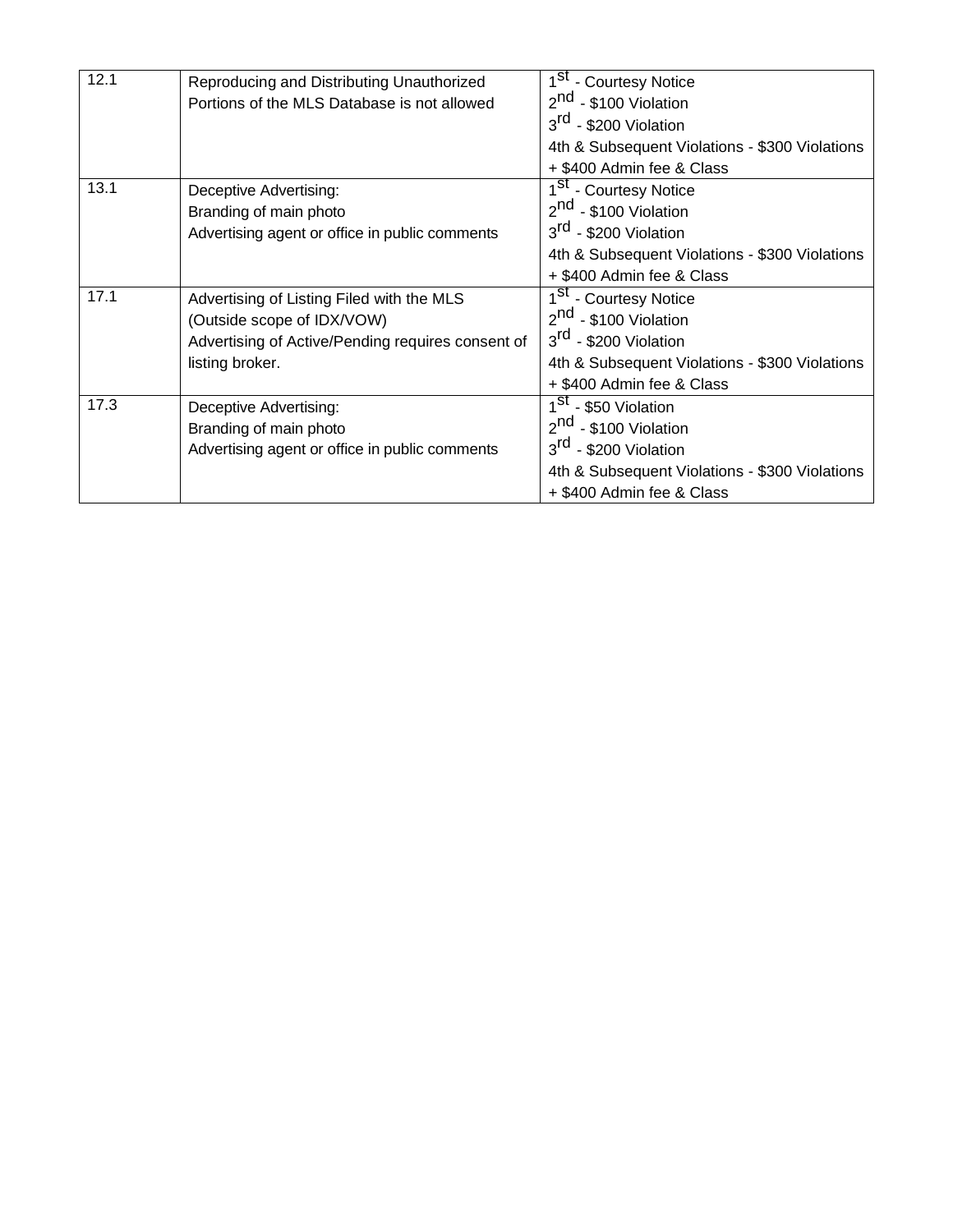| | | |
|---|---|---|
| 12.1 | Reproducing and Distributing Unauthorized Portions of the MLS Database is not allowed | 1st - Courtesy Notice<br>2nd - \$100 Violation<br>3rd - \$200 Violation<br>4th & Subsequent Violations - \$300 Violations + \$400 Admin fee & Class |
| 13.1 | Deceptive Advertising:<br>Branding of main photo<br>Advertising agent or office in public comments | 1st - Courtesy Notice<br>2nd - \$100 Violation<br>3rd - \$200 Violation<br>4th & Subsequent Violations - \$300 Violations + \$400 Admin fee & Class |
| 17.1 | Advertising of Listing Filed with the MLS (Outside scope of IDX/VOW)<br>Advertising of Active/Pending requires consent of listing broker. | 1st - Courtesy Notice<br>2nd - \$100 Violation<br>3rd - \$200 Violation<br>4th & Subsequent Violations - \$300 Violations + \$400 Admin fee & Class |
| 17.3 | Deceptive Advertising:<br>Branding of main photo<br>Advertising agent or office in public comments | 1st - \$50 Violation<br>2nd - \$100 Violation<br>3rd - \$200 Violation<br>4th & Subsequent Violations - \$300 Violations + \$400 Admin fee & Class |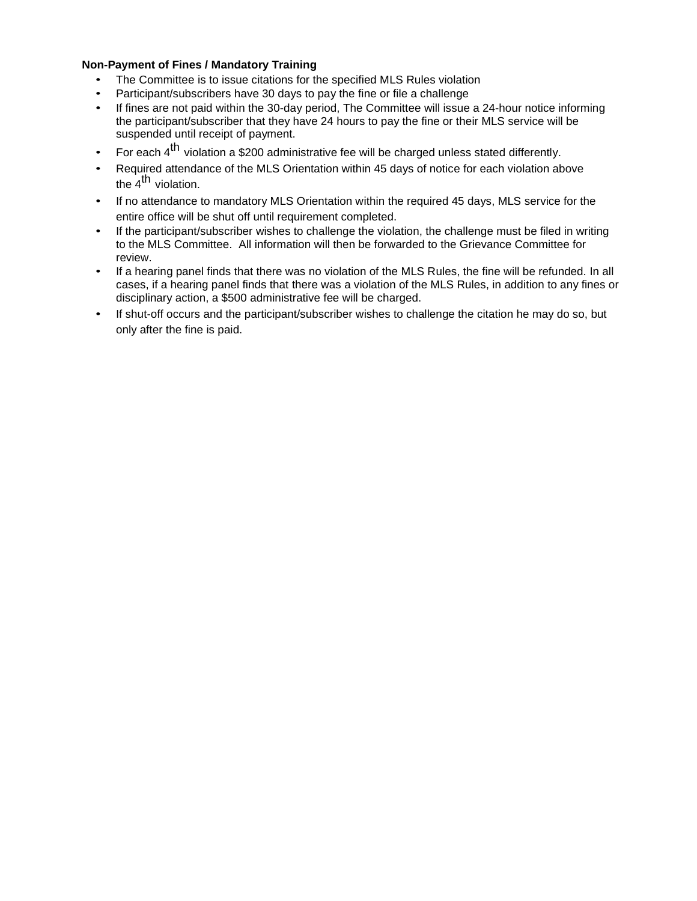**Non-Payment of Fines / Mandatory Training**

- The Committee is to issue citations for the specified MLS Rules violation
- Participant/subscribers have 30 days to pay the fine or file a challenge
- If fines are not paid within the 30-day period, The Committee will issue a 24-hour notice informing the participant/subscriber that they have 24 hours to pay the fine or their MLS service will be suspended until receipt of payment.
- For each 4th violation a $200 administrative fee will be charged unless stated differently.
- Required attendance of the MLS Orientation within 45 days of notice for each violation above the 4th violation.
- If no attendance to mandatory MLS Orientation within the required 45 days, MLS service for the entire office will be shut off until requirement completed.
- If the participant/subscriber wishes to challenge the violation, the challenge must be filed in writing to the MLS Committee. All information will then be forwarded to the Grievance Committee for review.
- If a hearing panel finds that there was no violation of the MLS Rules, the fine will be refunded. In all cases, if a hearing panel finds that there was a violation of the MLS Rules, in addition to any fines or disciplinary action, a $500 administrative fee will be charged.
- If shut-off occurs and the participant/subscriber wishes to challenge the citation he may do so, but only after the fine is paid.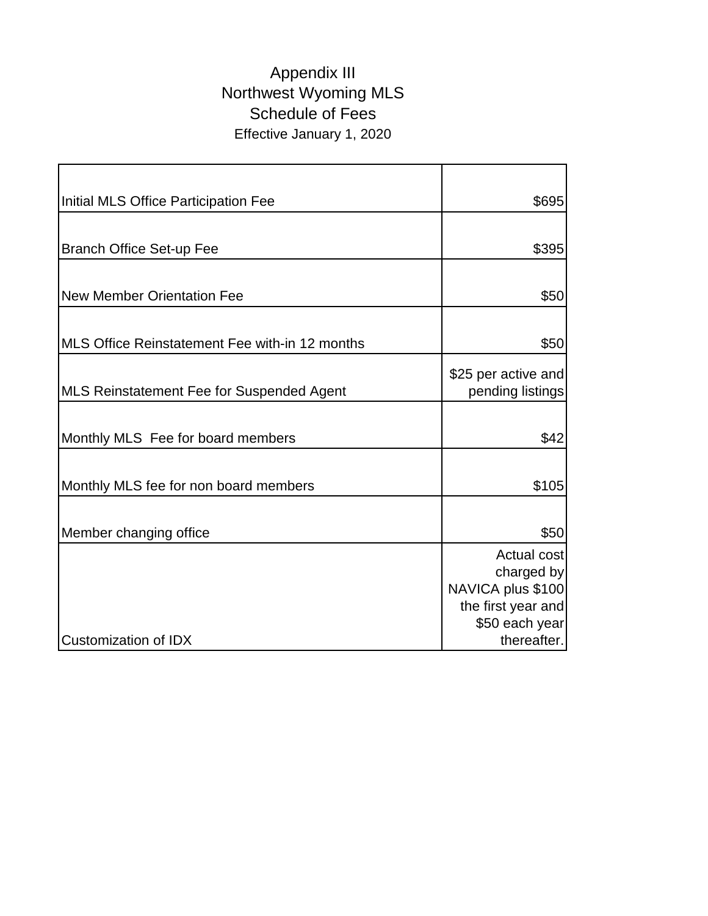# Appendix III
## Northwest Wyoming MLS
## Schedule of Fees
Effective January 1, 2020

| | |
|---|---|
| Initial MLS Office Participation Fee | $695 |
| Branch Office Set-up Fee | $395 |
| New Member Orientation Fee | $50 |
| MLS Office Reinstatement Fee with-in 12 months | $50 |
| MLS Reinstatement Fee for Suspended Agent | $25 per active and pending listings |
| Monthly MLS Fee for board members | $42 |
| Monthly MLS fee for non board members | $105 |
| Member changing office | $50 |
| Customization of IDX | Actual cost charged by NAVICA plus $100 the first year and $50 each year thereafter. |